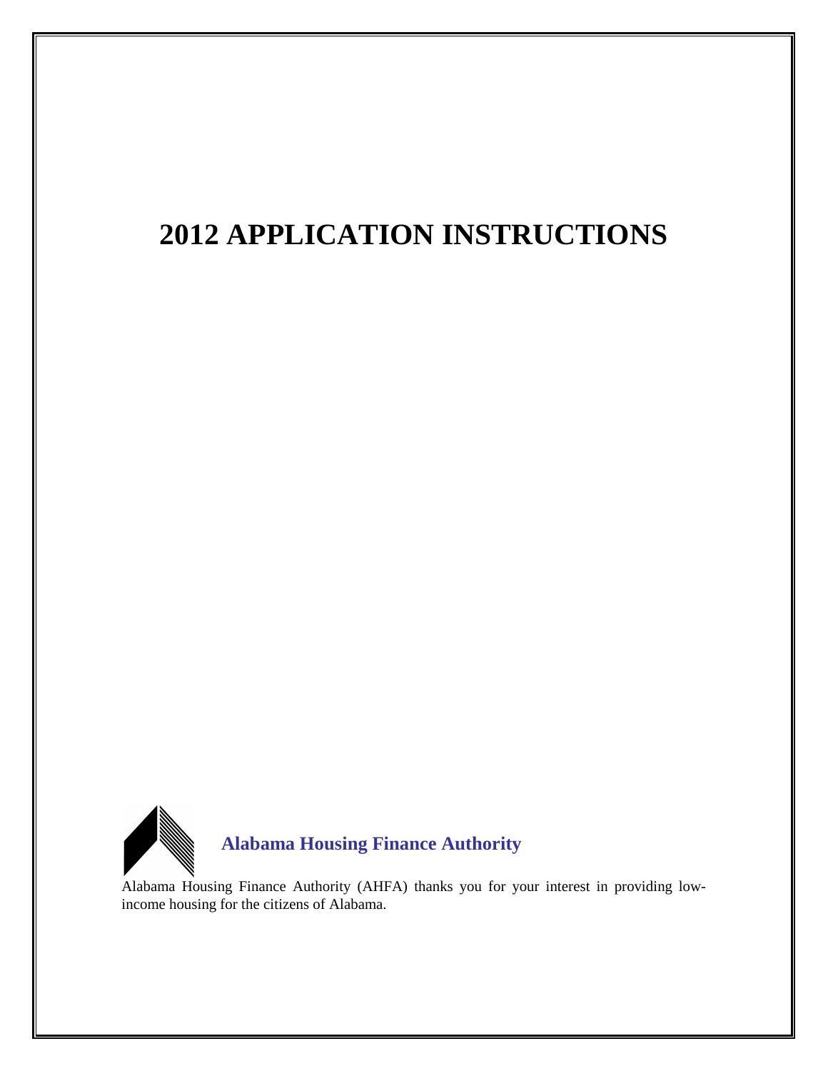# 2012 APPLICATION INSTRUCTIONS

**Alabama Housing Finance Authority**

Alabama Housing Finance Authority (AHFA) thanks you for your interest in providing low-income housing for the citizens of Alabama.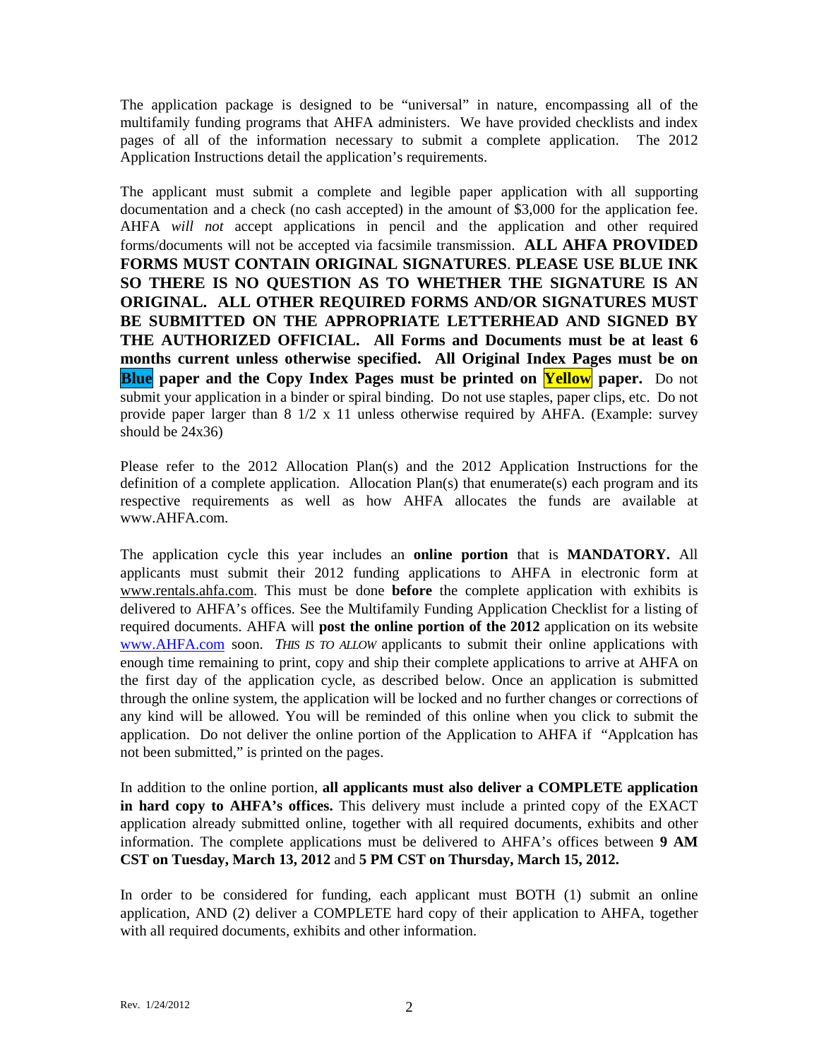The application package is designed to be "universal" in nature, encompassing all of the multifamily funding programs that AHFA administers. We have provided checklists and index pages of all of the information necessary to submit a complete application. The 2012 Application Instructions detail the application's requirements.

The applicant must submit a complete and legible paper application with all supporting documentation and a check (no cash accepted) in the amount of $3,000 for the application fee. AHFA *will not* accept applications in pencil and the application and other required forms/documents will not be accepted via facsimile transmission. **ALL AHFA PROVIDED FORMS MUST CONTAIN ORIGINAL SIGNATURES**. **PLEASE USE BLUE INK SO THERE IS NO QUESTION AS TO WHETHER THE SIGNATURE IS AN ORIGINAL. ALL OTHER REQUIRED FORMS AND/OR SIGNATURES MUST BE SUBMITTED ON THE APPROPRIATE LETTERHEAD AND SIGNED BY THE AUTHORIZED OFFICIAL. All Forms and Documents must be at least 6 months current unless otherwise specified. All Original Index Pages must be on Blue paper and the Copy Index Pages must be printed on Yellow paper.** Do not submit your application in a binder or spiral binding. Do not use staples, paper clips, etc. Do not provide paper larger than 8 1/2 x 11 unless otherwise required by AHFA. (Example: survey should be 24x36)

Please refer to the 2012 Allocation Plan(s) and the 2012 Application Instructions for the definition of a complete application. Allocation Plan(s) that enumerate(s) each program and its respective requirements as well as how AHFA allocates the funds are available at www.AHFA.com.

The application cycle this year includes an **online portion** that is **MANDATORY.** All applicants must submit their 2012 funding applications to AHFA in electronic form at www.rentals.ahfa.com. This must be done **before** the complete application with exhibits is delivered to AHFA's offices. See the Multifamily Funding Application Checklist for a listing of required documents. AHFA will **post the online portion of the 2012** application on its website www.AHFA.com soon. *THIS IS TO ALLOW* applicants to submit their online applications with enough time remaining to print, copy and ship their complete applications to arrive at AHFA on the first day of the application cycle, as described below. Once an application is submitted through the online system, the application will be locked and no further changes or corrections of any kind will be allowed. You will be reminded of this online when you click to submit the application. Do not deliver the online portion of the Application to AHFA if "Applcation has not been submitted," is printed on the pages.

In addition to the online portion, **all applicants must also deliver a COMPLETE application in hard copy to AHFA's offices.** This delivery must include a printed copy of the EXACT application already submitted online, together with all required documents, exhibits and other information. The complete applications must be delivered to AHFA's offices between **9 AM CST on Tuesday, March 13, 2012** and **5 PM CST on Thursday, March 15, 2012.**

In order to be considered for funding, each applicant must BOTH (1) submit an online application, AND (2) deliver a COMPLETE hard copy of their application to AHFA, together with all required documents, exhibits and other information.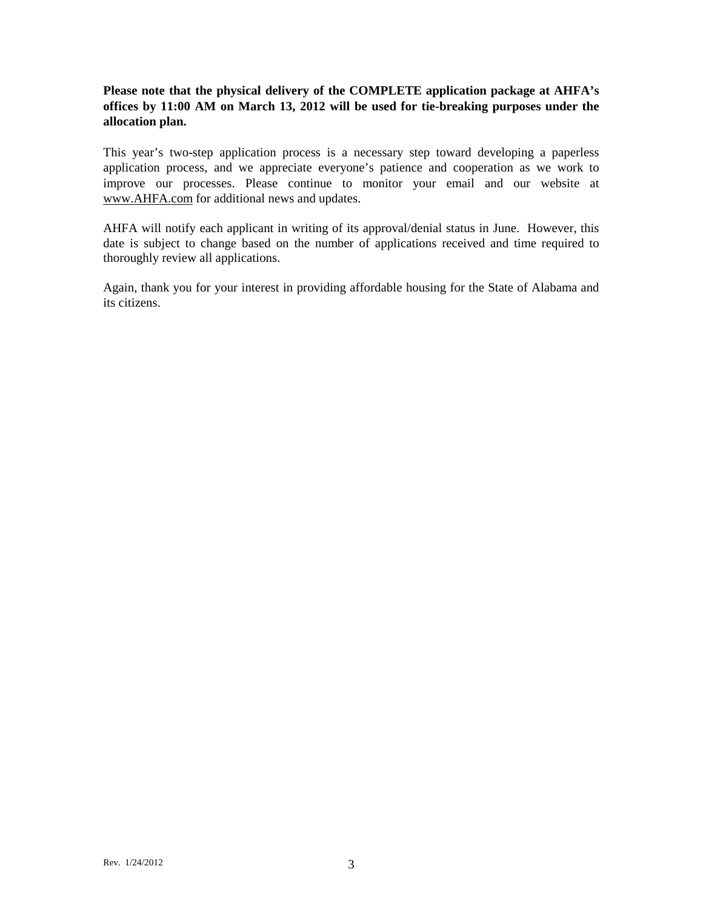**Please note that the physical delivery of the COMPLETE application package at AHFA's offices by 11:00 AM on March 13, 2012 will be used for tie-breaking purposes under the allocation plan.**

This year's two-step application process is a necessary step toward developing a paperless application process, and we appreciate everyone's patience and cooperation as we work to improve our processes. Please continue to monitor your email and our website at www.AHFA.com for additional news and updates.

AHFA will notify each applicant in writing of its approval/denial status in June. However, this date is subject to change based on the number of applications received and time required to thoroughly review all applications.

Again, thank you for your interest in providing affordable housing for the State of Alabama and its citizens.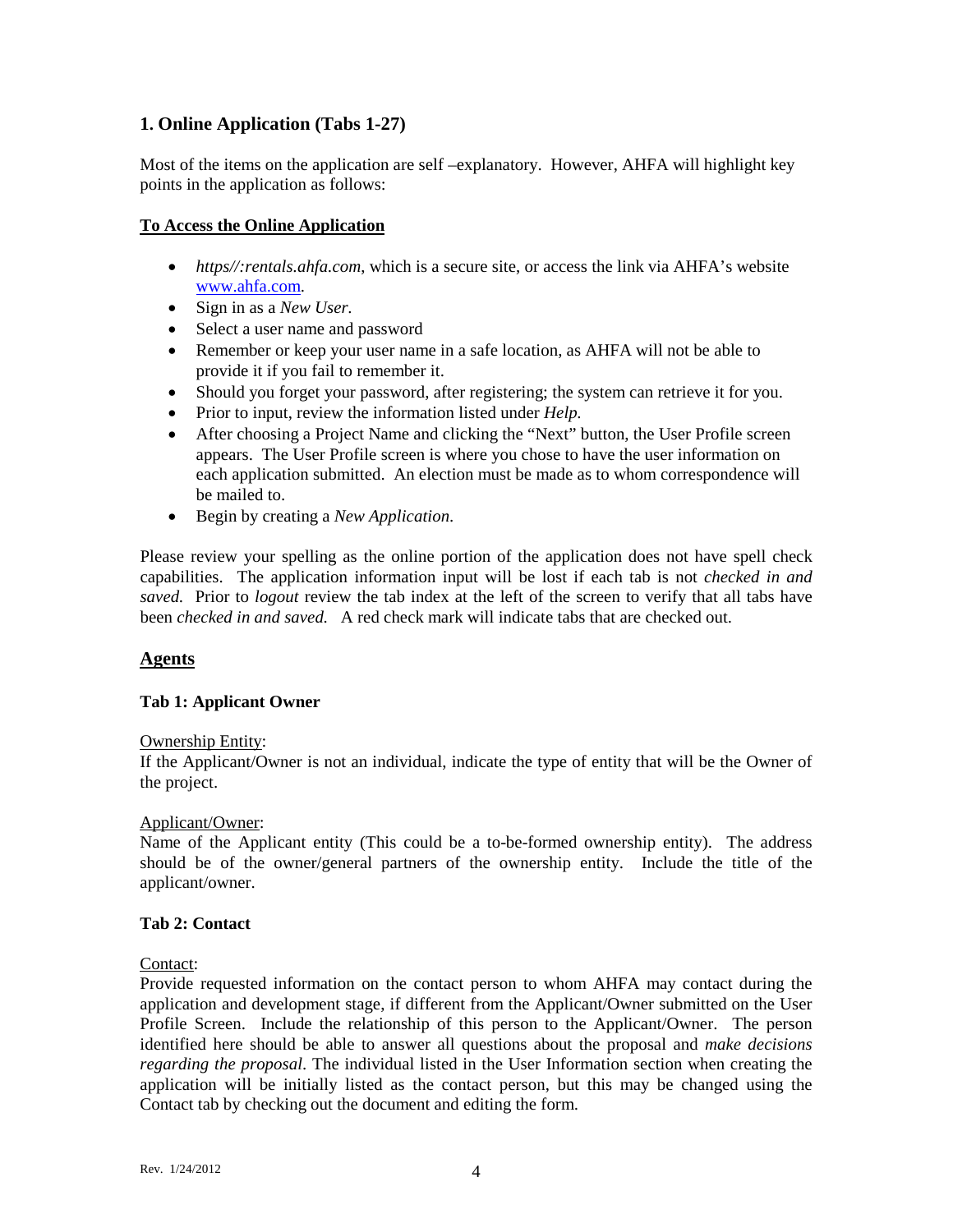## 1. Online Application (Tabs 1-27)

Most of the items on the application are self –explanatory. However, AHFA will highlight key points in the application as follows:

**To Access the Online Application**

- *https//:rentals.ahfa.com*, which is a secure site, or access the link via AHFA's website www.ahfa.com.
- Sign in as a *New User.*
- Select a user name and password
- Remember or keep your user name in a safe location, as AHFA will not be able to provide it if you fail to remember it.
- Should you forget your password, after registering; the system can retrieve it for you.
- Prior to input, review the information listed under *Help.*
- After choosing a Project Name and clicking the "Next" button, the User Profile screen appears. The User Profile screen is where you chose to have the user information on each application submitted. An election must be made as to whom correspondence will be mailed to.
- Begin by creating a *New Application*.

Please review your spelling as the online portion of the application does not have spell check capabilities. The application information input will be lost if each tab is not *checked in and saved.* Prior to *logout* review the tab index at the left of the screen to verify that all tabs have been *checked in and saved.* A red check mark will indicate tabs that are checked out.

## Agents

### Tab 1: Applicant Owner

Ownership Entity:
If the Applicant/Owner is not an individual, indicate the type of entity that will be the Owner of the project.

Applicant/Owner:
Name of the Applicant entity (This could be a to-be-formed ownership entity). The address should be of the owner/general partners of the ownership entity. Include the title of the applicant/owner.

### Tab 2: Contact

Contact:
Provide requested information on the contact person to whom AHFA may contact during the application and development stage, if different from the Applicant/Owner submitted on the User Profile Screen. Include the relationship of this person to the Applicant/Owner. The person identified here should be able to answer all questions about the proposal and *make decisions regarding the proposal*. The individual listed in the User Information section when creating the application will be initially listed as the contact person, but this may be changed using the Contact tab by checking out the document and editing the form.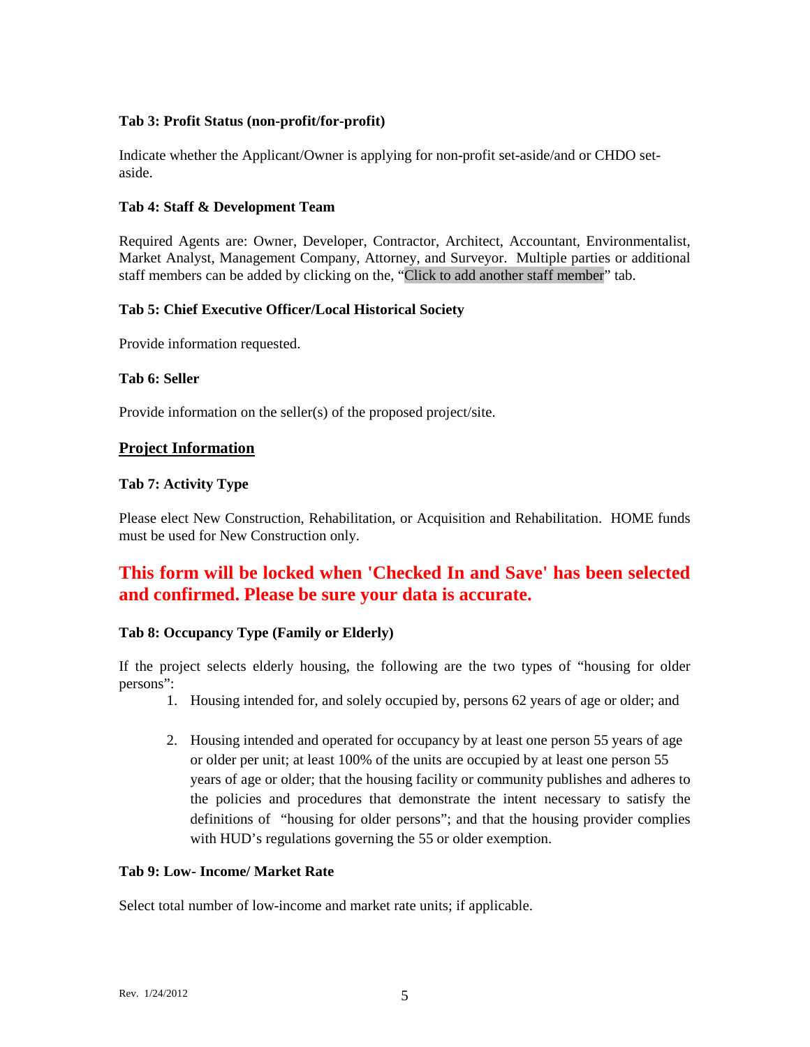**Tab 3: Profit Status (non-profit/for-profit)**

Indicate whether the Applicant/Owner is applying for non-profit set-aside/and or CHDO set-aside.

**Tab 4: Staff & Development Team**

Required Agents are: Owner, Developer, Contractor, Architect, Accountant, Environmentalist, Market Analyst, Management Company, Attorney, and Surveyor. Multiple parties or additional staff members can be added by clicking on the, "Click to add another staff member" tab.

**Tab 5: Chief Executive Officer/Local Historical Society**

Provide information requested.

**Tab 6: Seller**

Provide information on the seller(s) of the proposed project/site.

## Project Information

**Tab 7: Activity Type**

Please elect New Construction, Rehabilitation, or Acquisition and Rehabilitation. HOME funds must be used for New Construction only.

**This form will be locked when 'Checked In and Save' has been selected and confirmed. Please be sure your data is accurate.**

**Tab 8: Occupancy Type (Family or Elderly)**

If the project selects elderly housing, the following are the two types of "housing for older persons":

1. Housing intended for, and solely occupied by, persons 62 years of age or older; and
2. Housing intended and operated for occupancy by at least one person 55 years of age or older per unit; at least 100% of the units are occupied by at least one person 55 years of age or older; that the housing facility or community publishes and adheres to the policies and procedures that demonstrate the intent necessary to satisfy the definitions of "housing for older persons"; and that the housing provider complies with HUD's regulations governing the 55 or older exemption.

**Tab 9: Low- Income/ Market Rate**

Select total number of low-income and market rate units; if applicable.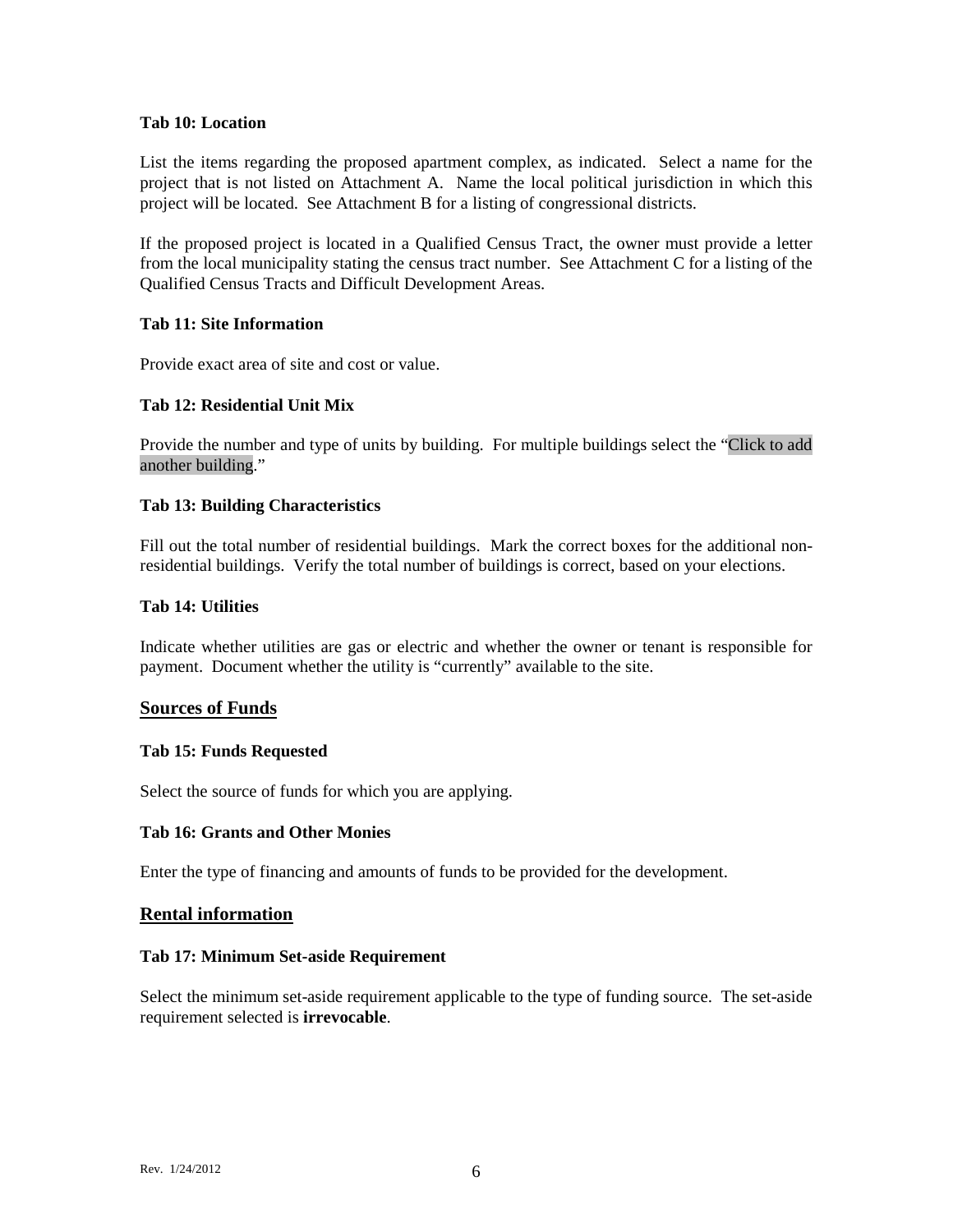**Tab 10: Location**

List the items regarding the proposed apartment complex, as indicated. Select a name for the project that is not listed on Attachment A. Name the local political jurisdiction in which this project will be located. See Attachment B for a listing of congressional districts.

If the proposed project is located in a Qualified Census Tract, the owner must provide a letter from the local municipality stating the census tract number. See Attachment C for a listing of the Qualified Census Tracts and Difficult Development Areas.

**Tab 11: Site Information**

Provide exact area of site and cost or value.

**Tab 12: Residential Unit Mix**

Provide the number and type of units by building. For multiple buildings select the "Click to add another building."

**Tab 13: Building Characteristics**

Fill out the total number of residential buildings. Mark the correct boxes for the additional non-residential buildings. Verify the total number of buildings is correct, based on your elections.

**Tab 14: Utilities**

Indicate whether utilities are gas or electric and whether the owner or tenant is responsible for payment. Document whether the utility is "currently" available to the site.

## Sources of Funds

**Tab 15: Funds Requested**

Select the source of funds for which you are applying.

**Tab 16: Grants and Other Monies**

Enter the type of financing and amounts of funds to be provided for the development.

## Rental information

**Tab 17: Minimum Set-aside Requirement**

Select the minimum set-aside requirement applicable to the type of funding source. The set-aside requirement selected is **irrevocable**.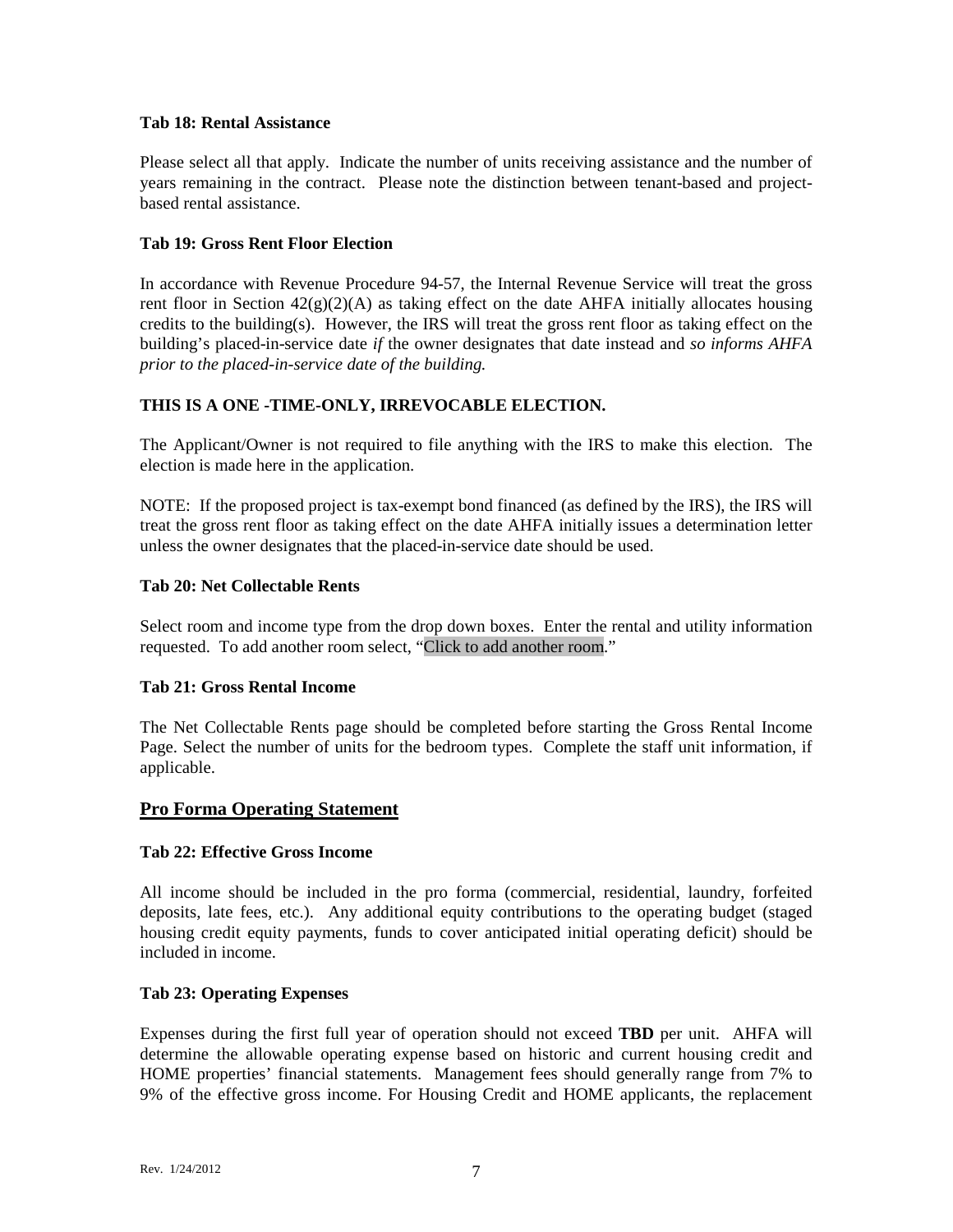**Tab 18: Rental Assistance**

Please select all that apply. Indicate the number of units receiving assistance and the number of years remaining in the contract. Please note the distinction between tenant-based and project-based rental assistance.

**Tab 19: Gross Rent Floor Election**

In accordance with Revenue Procedure 94-57, the Internal Revenue Service will treat the gross rent floor in Section 42(g)(2)(A) as taking effect on the date AHFA initially allocates housing credits to the building(s). However, the IRS will treat the gross rent floor as taking effect on the building's placed-in-service date *if* the owner designates that date instead and *so informs AHFA prior to the placed-in-service date of the building.*

**THIS IS A ONE -TIME-ONLY, IRREVOCABLE ELECTION.**

The Applicant/Owner is not required to file anything with the IRS to make this election. The election is made here in the application.

NOTE: If the proposed project is tax-exempt bond financed (as defined by the IRS), the IRS will treat the gross rent floor as taking effect on the date AHFA initially issues a determination letter unless the owner designates that the placed-in-service date should be used.

**Tab 20: Net Collectable Rents**

Select room and income type from the drop down boxes. Enter the rental and utility information requested. To add another room select, "Click to add another room."

**Tab 21: Gross Rental Income**

The Net Collectable Rents page should be completed before starting the Gross Rental Income Page. Select the number of units for the bedroom types. Complete the staff unit information, if applicable.

## Pro Forma Operating Statement

**Tab 22: Effective Gross Income**

All income should be included in the pro forma (commercial, residential, laundry, forfeited deposits, late fees, etc.). Any additional equity contributions to the operating budget (staged housing credit equity payments, funds to cover anticipated initial operating deficit) should be included in income.

**Tab 23: Operating Expenses**

Expenses during the first full year of operation should not exceed **TBD** per unit. AHFA will determine the allowable operating expense based on historic and current housing credit and HOME properties' financial statements. Management fees should generally range from 7% to 9% of the effective gross income. For Housing Credit and HOME applicants, the replacement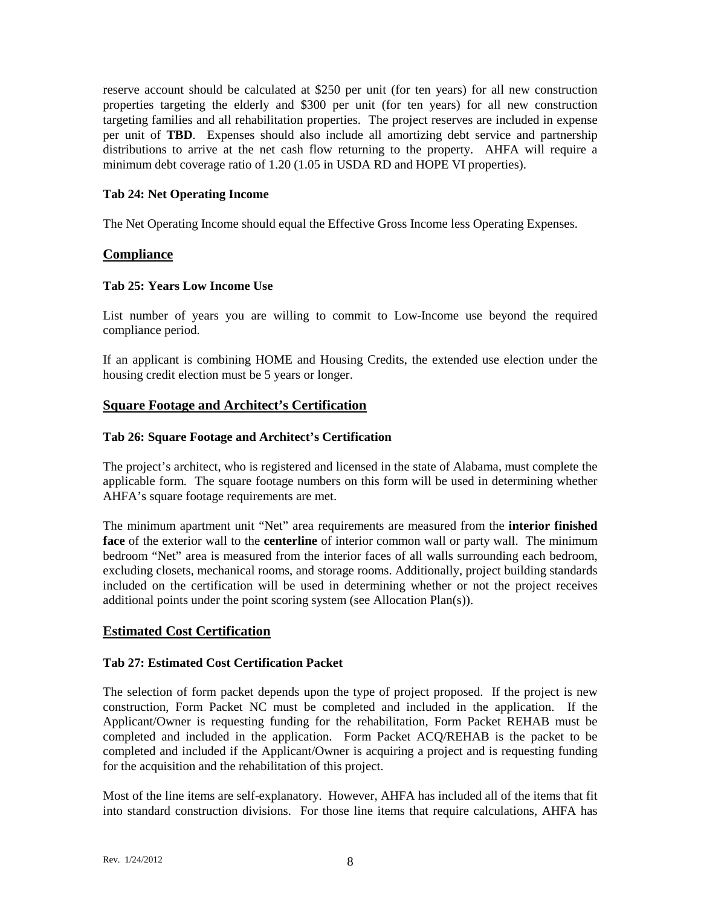reserve account should be calculated at $250 per unit (for ten years) for all new construction properties targeting the elderly and $300 per unit (for ten years) for all new construction targeting families and all rehabilitation properties. The project reserves are included in expense per unit of **TBD**. Expenses should also include all amortizing debt service and partnership distributions to arrive at the net cash flow returning to the property. AHFA will require a minimum debt coverage ratio of 1.20 (1.05 in USDA RD and HOPE VI properties).

**Tab 24: Net Operating Income**

The Net Operating Income should equal the Effective Gross Income less Operating Expenses.

## Compliance

**Tab 25: Years Low Income Use**

List number of years you are willing to commit to Low-Income use beyond the required compliance period.

If an applicant is combining HOME and Housing Credits, the extended use election under the housing credit election must be 5 years or longer.

## Square Footage and Architect's Certification

**Tab 26: Square Footage and Architect's Certification**

The project's architect, who is registered and licensed in the state of Alabama, must complete the applicable form. The square footage numbers on this form will be used in determining whether AHFA's square footage requirements are met.

The minimum apartment unit "Net" area requirements are measured from the **interior finished face** of the exterior wall to the **centerline** of interior common wall or party wall. The minimum bedroom "Net" area is measured from the interior faces of all walls surrounding each bedroom, excluding closets, mechanical rooms, and storage rooms. Additionally, project building standards included on the certification will be used in determining whether or not the project receives additional points under the point scoring system (see Allocation Plan(s)).

## Estimated Cost Certification

**Tab 27: Estimated Cost Certification Packet**

The selection of form packet depends upon the type of project proposed. If the project is new construction, Form Packet NC must be completed and included in the application. If the Applicant/Owner is requesting funding for the rehabilitation, Form Packet REHAB must be completed and included in the application. Form Packet ACQ/REHAB is the packet to be completed and included if the Applicant/Owner is acquiring a project and is requesting funding for the acquisition and the rehabilitation of this project.

Most of the line items are self-explanatory. However, AHFA has included all of the items that fit into standard construction divisions. For those line items that require calculations, AHFA has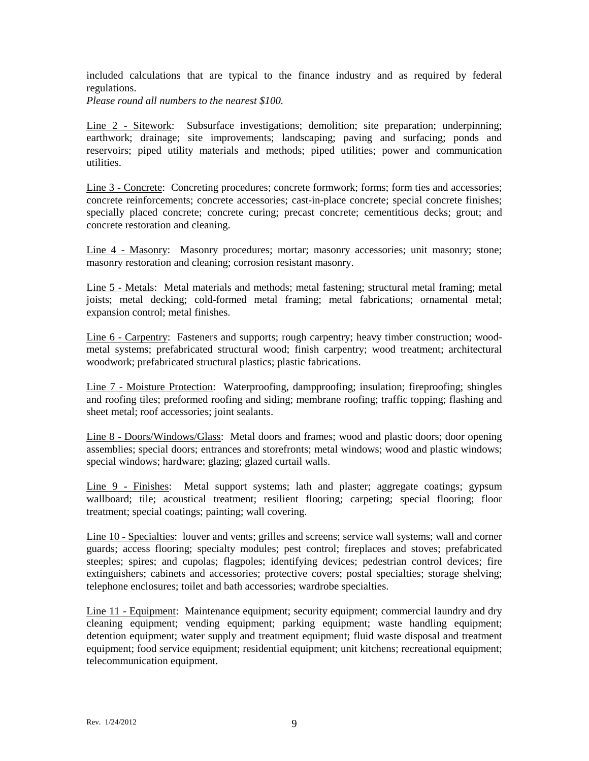included calculations that are typical to the finance industry and as required by federal regulations.

*Please round all numbers to the nearest $100.*

<u>Line 2 - Sitework</u>: Subsurface investigations; demolition; site preparation; underpinning; earthwork; drainage; site improvements; landscaping; paving and surfacing; ponds and reservoirs; piped utility materials and methods; piped utilities; power and communication utilities.

<u>Line 3 - Concrete</u>: Concreting procedures; concrete formwork; forms; form ties and accessories; concrete reinforcements; concrete accessories; cast-in-place concrete; special concrete finishes; specially placed concrete; concrete curing; precast concrete; cementitious decks; grout; and concrete restoration and cleaning.

<u>Line 4 - Masonry</u>: Masonry procedures; mortar; masonry accessories; unit masonry; stone; masonry restoration and cleaning; corrosion resistant masonry.

<u>Line 5 - Metals</u>: Metal materials and methods; metal fastening; structural metal framing; metal joists; metal decking; cold-formed metal framing; metal fabrications; ornamental metal; expansion control; metal finishes.

<u>Line 6 - Carpentry</u>: Fasteners and supports; rough carpentry; heavy timber construction; wood-metal systems; prefabricated structural wood; finish carpentry; wood treatment; architectural woodwork; prefabricated structural plastics; plastic fabrications.

<u>Line 7 - Moisture Protection</u>: Waterproofing, dampproofing; insulation; fireproofing; shingles and roofing tiles; preformed roofing and siding; membrane roofing; traffic topping; flashing and sheet metal; roof accessories; joint sealants.

<u>Line 8 - Doors/Windows/Glass</u>: Metal doors and frames; wood and plastic doors; door opening assemblies; special doors; entrances and storefronts; metal windows; wood and plastic windows; special windows; hardware; glazing; glazed curtail walls.

<u>Line 9 - Finishes</u>: Metal support systems; lath and plaster; aggregate coatings; gypsum wallboard; tile; acoustical treatment; resilient flooring; carpeting; special flooring; floor treatment; special coatings; painting; wall covering.

<u>Line 10 - Specialties</u>: louver and vents; grilles and screens; service wall systems; wall and corner guards; access flooring; specialty modules; pest control; fireplaces and stoves; prefabricated steeples; spires; and cupolas; flagpoles; identifying devices; pedestrian control devices; fire extinguishers; cabinets and accessories; protective covers; postal specialties; storage shelving; telephone enclosures; toilet and bath accessories; wardrobe specialties.

<u>Line 11 - Equipment</u>: Maintenance equipment; security equipment; commercial laundry and dry cleaning equipment; vending equipment; parking equipment; waste handling equipment; detention equipment; water supply and treatment equipment; fluid waste disposal and treatment equipment; food service equipment; residential equipment; unit kitchens; recreational equipment; telecommunication equipment.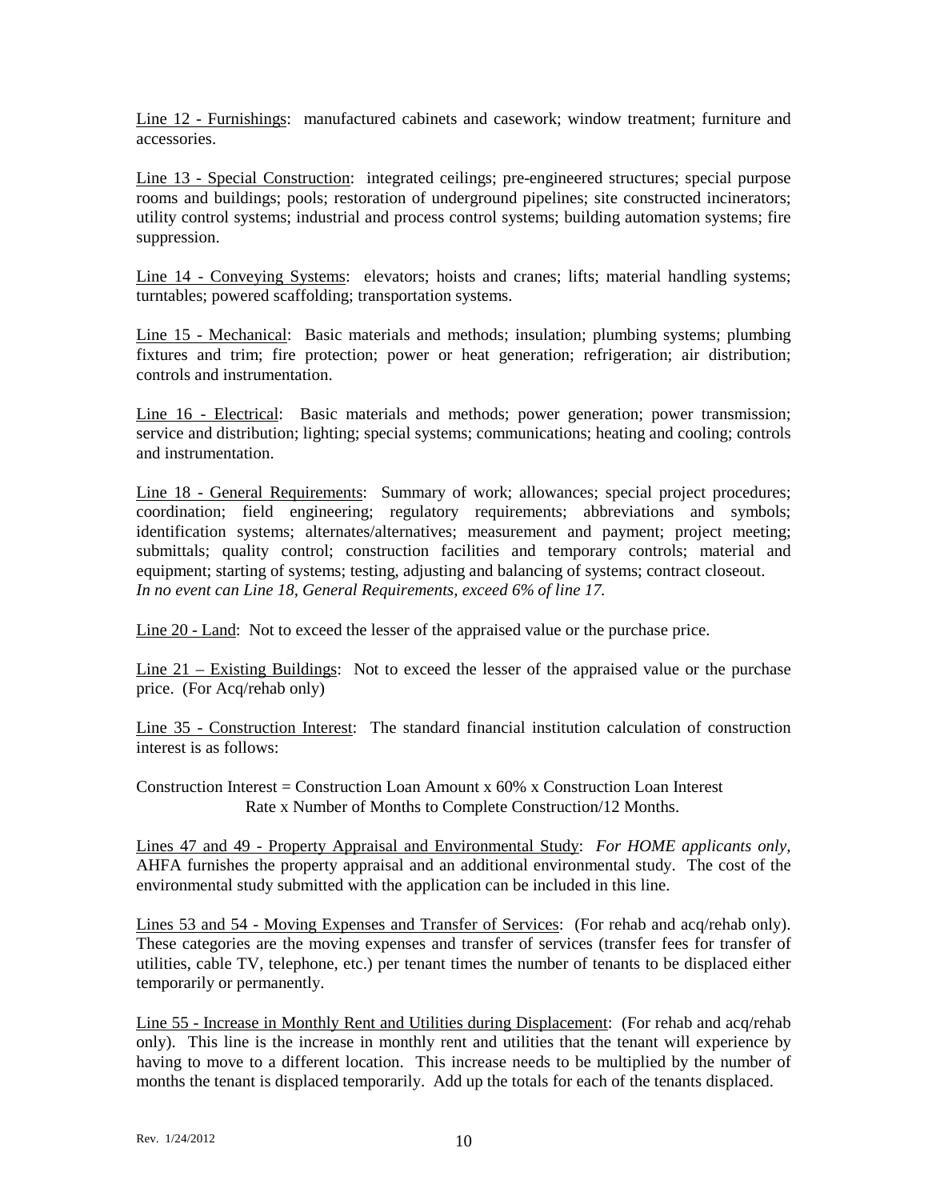<u>Line 12 - Furnishings</u>: manufactured cabinets and casework; window treatment; furniture and accessories.

<u>Line 13 - Special Construction</u>: integrated ceilings; pre-engineered structures; special purpose rooms and buildings; pools; restoration of underground pipelines; site constructed incinerators; utility control systems; industrial and process control systems; building automation systems; fire suppression.

<u>Line 14 - Conveying Systems</u>: elevators; hoists and cranes; lifts; material handling systems; turntables; powered scaffolding; transportation systems.

<u>Line 15 - Mechanical</u>: Basic materials and methods; insulation; plumbing systems; plumbing fixtures and trim; fire protection; power or heat generation; refrigeration; air distribution; controls and instrumentation.

<u>Line 16 - Electrical</u>: Basic materials and methods; power generation; power transmission; service and distribution; lighting; special systems; communications; heating and cooling; controls and instrumentation.

<u>Line 18 - General Requirements</u>: Summary of work; allowances; special project procedures; coordination; field engineering; regulatory requirements; abbreviations and symbols; identification systems; alternates/alternatives; measurement and payment; project meeting; submittals; quality control; construction facilities and temporary controls; material and equipment; starting of systems; testing, adjusting and balancing of systems; contract closeout.
*In no event can Line 18, General Requirements, exceed 6% of line 17.*

<u>Line 20 - Land</u>: Not to exceed the lesser of the appraised value or the purchase price.

<u>Line 21 – Existing Buildings</u>: Not to exceed the lesser of the appraised value or the purchase price. (For Acq/rehab only)

<u>Line 35 - Construction Interest</u>: The standard financial institution calculation of construction interest is as follows:

Construction Interest = Construction Loan Amount x 60% x Construction Loan Interest Rate x Number of Months to Complete Construction/12 Months.

<u>Lines 47 and 49 - Property Appraisal and Environmental Study</u>: *For HOME applicants only,* AHFA furnishes the property appraisal and an additional environmental study. The cost of the environmental study submitted with the application can be included in this line.

<u>Lines 53 and 54 - Moving Expenses and Transfer of Services</u>: (For rehab and acq/rehab only). These categories are the moving expenses and transfer of services (transfer fees for transfer of utilities, cable TV, telephone, etc.) per tenant times the number of tenants to be displaced either temporarily or permanently.

<u>Line 55 - Increase in Monthly Rent and Utilities during Displacement</u>: (For rehab and acq/rehab only). This line is the increase in monthly rent and utilities that the tenant will experience by having to move to a different location. This increase needs to be multiplied by the number of months the tenant is displaced temporarily. Add up the totals for each of the tenants displaced.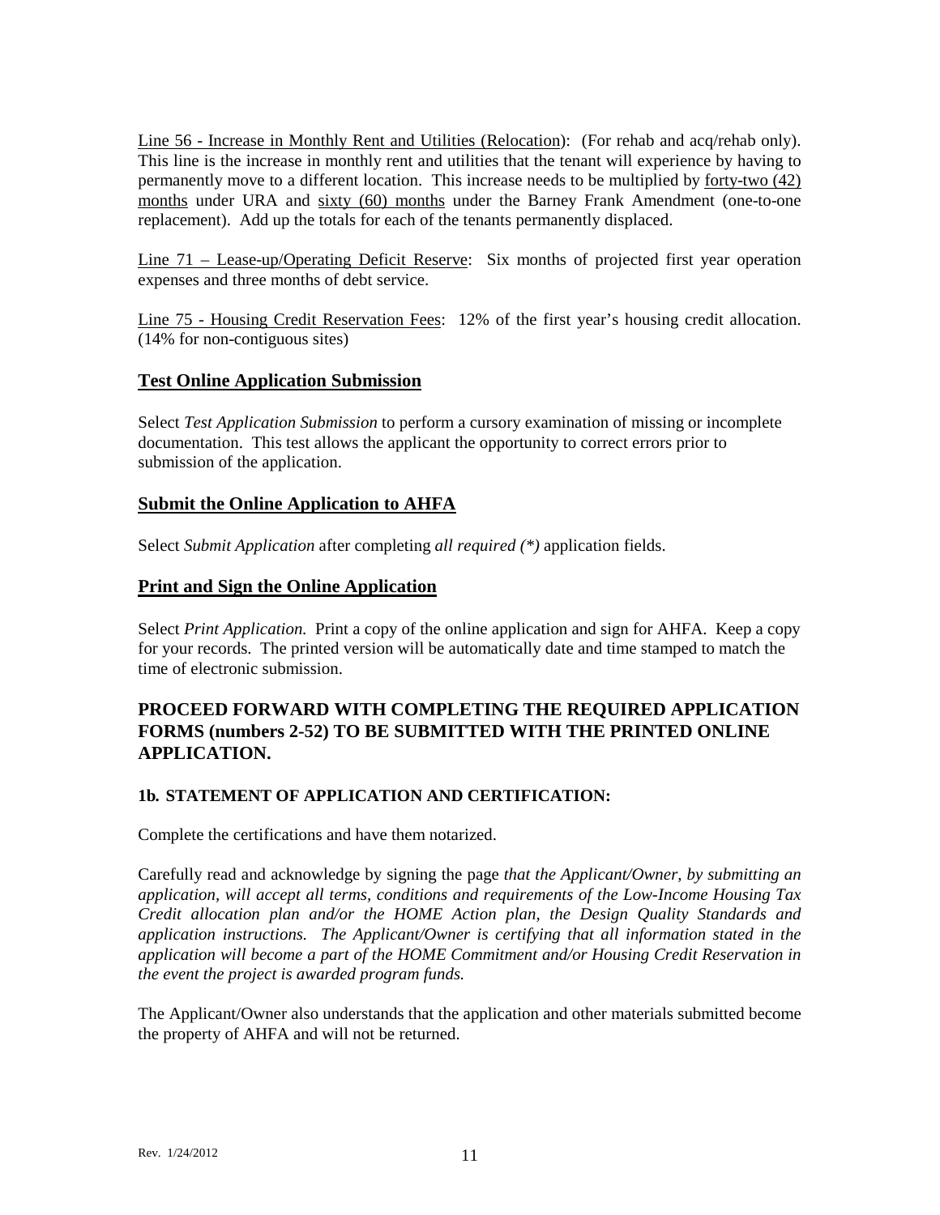<u>Line 56 - Increase in Monthly Rent and Utilities (Relocation)</u>: (For rehab and acq/rehab only). This line is the increase in monthly rent and utilities that the tenant will experience by having to permanently move to a different location. This increase needs to be multiplied by <u>forty-two (42) months</u> under URA and <u>sixty (60) months</u> under the Barney Frank Amendment (one-to-one replacement). Add up the totals for each of the tenants permanently displaced.

<u>Line 71 – Lease-up/Operating Deficit Reserve</u>: Six months of projected first year operation expenses and three months of debt service.

<u>Line 75 - Housing Credit Reservation Fees</u>: 12% of the first year's housing credit allocation. (14% for non-contiguous sites)

## <u>Test Online Application Submission</u>

Select *Test Application Submission* to perform a cursory examination of missing or incomplete documentation. This test allows the applicant the opportunity to correct errors prior to submission of the application.

## <u>Submit the Online Application to AHFA</u>

Select *Submit Application* after completing *all required (*)* application fields.

## <u>Print and Sign the Online Application</u>

Select *Print Application.* Print a copy of the online application and sign for AHFA. Keep a copy for your records. The printed version will be automatically date and time stamped to match the time of electronic submission.

## PROCEED FORWARD WITH COMPLETING THE REQUIRED APPLICATION FORMS (numbers 2-52) TO BE SUBMITTED WITH THE PRINTED ONLINE APPLICATION.

### 1b. STATEMENT OF APPLICATION AND CERTIFICATION:

Complete the certifications and have them notarized.

Carefully read and acknowledge by signing the page *that the Applicant/Owner, by submitting an application, will accept all terms, conditions and requirements of the Low-Income Housing Tax Credit allocation plan and/or the HOME Action plan, the Design Quality Standards and application instructions. The Applicant/Owner is certifying that all information stated in the application will become a part of the HOME Commitment and/or Housing Credit Reservation in the event the project is awarded program funds.*

The Applicant/Owner also understands that the application and other materials submitted become the property of AHFA and will not be returned.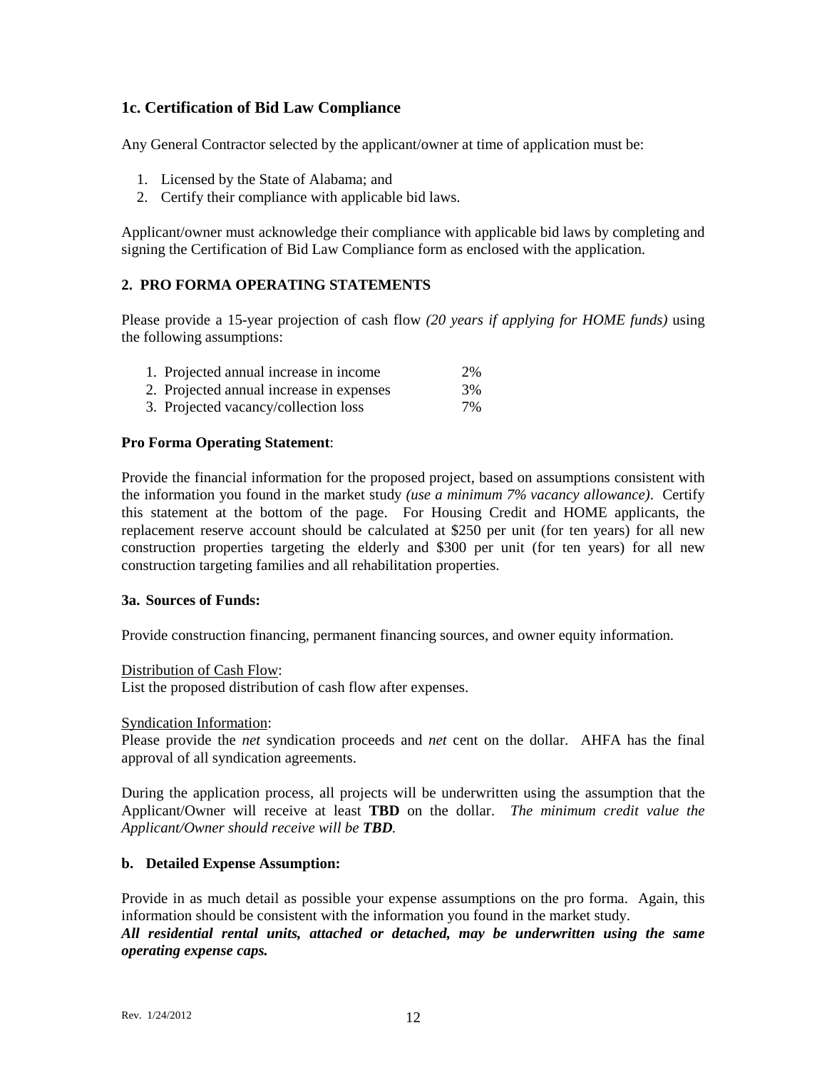### 1c. Certification of Bid Law Compliance

Any General Contractor selected by the applicant/owner at time of application must be:

1. Licensed by the State of Alabama; and
2. Certify their compliance with applicable bid laws.

Applicant/owner must acknowledge their compliance with applicable bid laws by completing and signing the Certification of Bid Law Compliance form as enclosed with the application.

### 2. PRO FORMA OPERATING STATEMENTS

Please provide a 15-year projection of cash flow *(20 years if applying for HOME funds)* using the following assumptions:

| | |
|---|---|
| 1. Projected annual increase in income | 2% |
| 2. Projected annual increase in expenses | 3% |
| 3. Projected vacancy/collection loss | 7% |

**Pro Forma Operating Statement**:

Provide the financial information for the proposed project, based on assumptions consistent with the information you found in the market study *(use a minimum 7% vacancy allowance)*. Certify this statement at the bottom of the page. For Housing Credit and HOME applicants, the replacement reserve account should be calculated at $250 per unit (for ten years) for all new construction properties targeting the elderly and $300 per unit (for ten years) for all new construction targeting families and all rehabilitation properties.

**3a. Sources of Funds:**

Provide construction financing, permanent financing sources, and owner equity information.

Distribution of Cash Flow:
List the proposed distribution of cash flow after expenses.

Syndication Information:
Please provide the *net* syndication proceeds and *net* cent on the dollar. AHFA has the final approval of all syndication agreements.

During the application process, all projects will be underwritten using the assumption that the Applicant/Owner will receive at least **TBD** on the dollar. *The minimum credit value the Applicant/Owner should receive will be **TBD**.*

**b. Detailed Expense Assumption:**

Provide in as much detail as possible your expense assumptions on the pro forma. Again, this information should be consistent with the information you found in the market study.
***All residential rental units, attached or detached, may be underwritten using the same operating expense caps.***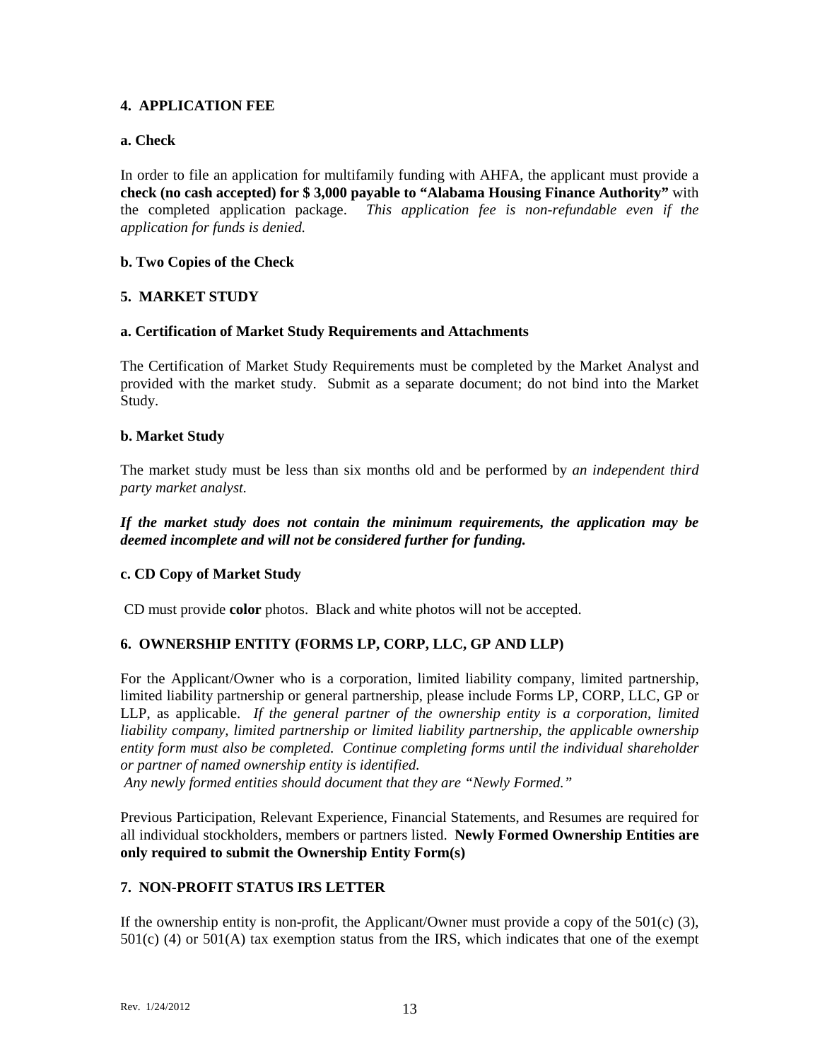## 4. APPLICATION FEE

### a. Check

In order to file an application for multifamily funding with AHFA, the applicant must provide a **check (no cash accepted) for $ 3,000 payable to "Alabama Housing Finance Authority"** with the completed application package. *This application fee is non-refundable even if the application for funds is denied.*

### b. Two Copies of the Check

## 5. MARKET STUDY

### a. Certification of Market Study Requirements and Attachments

The Certification of Market Study Requirements must be completed by the Market Analyst and provided with the market study. Submit as a separate document; do not bind into the Market Study.

### b. Market Study

The market study must be less than six months old and be performed by *an independent third party market analyst.*

***If the market study does not contain the minimum requirements, the application may be deemed incomplete and will not be considered further for funding.***

### c. CD Copy of Market Study

CD must provide **color** photos. Black and white photos will not be accepted.

## 6. OWNERSHIP ENTITY (FORMS LP, CORP, LLC, GP AND LLP)

For the Applicant/Owner who is a corporation, limited liability company, limited partnership, limited liability partnership or general partnership, please include Forms LP, CORP, LLC, GP or LLP, as applicable. *If the general partner of the ownership entity is a corporation, limited liability company, limited partnership or limited liability partnership, the applicable ownership entity form must also be completed. Continue completing forms until the individual shareholder or partner of named ownership entity is identified.*
*Any newly formed entities should document that they are "Newly Formed."*

Previous Participation, Relevant Experience, Financial Statements, and Resumes are required for all individual stockholders, members or partners listed. **Newly Formed Ownership Entities are only required to submit the Ownership Entity Form(s)**

## 7. NON-PROFIT STATUS IRS LETTER

If the ownership entity is non-profit, the Applicant/Owner must provide a copy of the 501(c) (3), 501(c) (4) or 501(A) tax exemption status from the IRS, which indicates that one of the exempt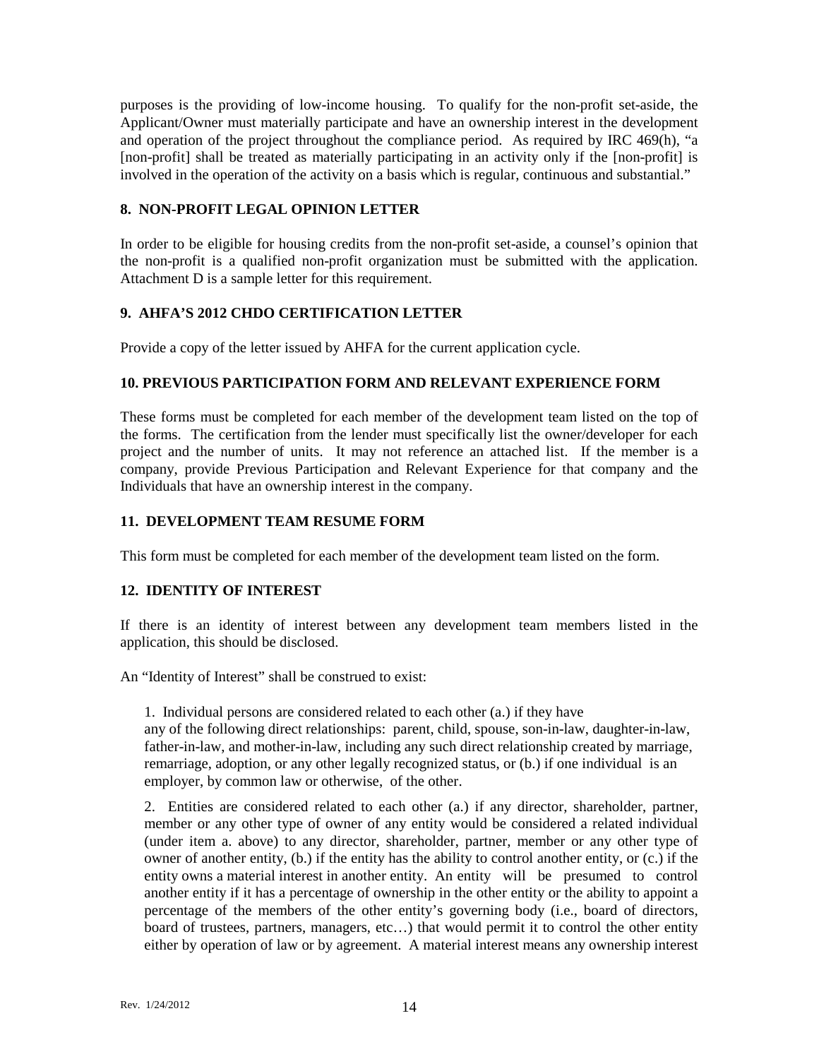purposes is the providing of low-income housing. To qualify for the non-profit set-aside, the Applicant/Owner must materially participate and have an ownership interest in the development and operation of the project throughout the compliance period. As required by IRC 469(h), "a [non-profit] shall be treated as materially participating in an activity only if the [non-profit] is involved in the operation of the activity on a basis which is regular, continuous and substantial."

### 8. NON-PROFIT LEGAL OPINION LETTER

In order to be eligible for housing credits from the non-profit set-aside, a counsel's opinion that the non-profit is a qualified non-profit organization must be submitted with the application. Attachment D is a sample letter for this requirement.

### 9. AHFA'S 2012 CHDO CERTIFICATION LETTER

Provide a copy of the letter issued by AHFA for the current application cycle.

### 10. PREVIOUS PARTICIPATION FORM AND RELEVANT EXPERIENCE FORM

These forms must be completed for each member of the development team listed on the top of the forms. The certification from the lender must specifically list the owner/developer for each project and the number of units. It may not reference an attached list. If the member is a company, provide Previous Participation and Relevant Experience for that company and the Individuals that have an ownership interest in the company.

### 11. DEVELOPMENT TEAM RESUME FORM

This form must be completed for each member of the development team listed on the form.

### 12. IDENTITY OF INTEREST

If there is an identity of interest between any development team members listed in the application, this should be disclosed.

An "Identity of Interest" shall be construed to exist:

1. Individual persons are considered related to each other (a.) if they have any of the following direct relationships: parent, child, spouse, son-in-law, daughter-in-law, father-in-law, and mother-in-law, including any such direct relationship created by marriage, remarriage, adoption, or any other legally recognized status, or (b.) if one individual is an employer, by common law or otherwise, of the other.

2. Entities are considered related to each other (a.) if any director, shareholder, partner, member or any other type of owner of any entity would be considered a related individual (under item a. above) to any director, shareholder, partner, member or any other type of owner of another entity, (b.) if the entity has the ability to control another entity, or (c.) if the entity owns a material interest in another entity. An entity will be presumed to control another entity if it has a percentage of ownership in the other entity or the ability to appoint a percentage of the members of the other entity's governing body (i.e., board of directors, board of trustees, partners, managers, etc…) that would permit it to control the other entity either by operation of law or by agreement. A material interest means any ownership interest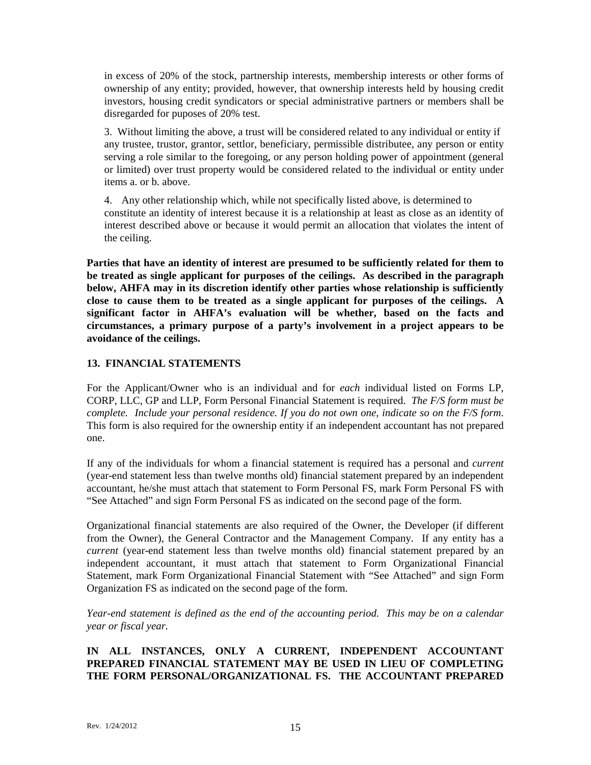in excess of 20% of the stock, partnership interests, membership interests or other forms of ownership of any entity; provided, however, that ownership interests held by housing credit investors, housing credit syndicators or special administrative partners or members shall be disregarded for puposes of 20% test.

3. Without limiting the above, a trust will be considered related to any individual or entity if any trustee, trustor, grantor, settlor, beneficiary, permissible distributee, any person or entity serving a role similar to the foregoing, or any person holding power of appointment (general or limited) over trust property would be considered related to the individual or entity under items a. or b. above.

4. Any other relationship which, while not specifically listed above, is determined to constitute an identity of interest because it is a relationship at least as close as an identity of interest described above or because it would permit an allocation that violates the intent of the ceiling.

**Parties that have an identity of interest are presumed to be sufficiently related for them to be treated as single applicant for purposes of the ceilings. As described in the paragraph below, AHFA may in its discretion identify other parties whose relationship is sufficiently close to cause them to be treated as a single applicant for purposes of the ceilings. A significant factor in AHFA's evaluation will be whether, based on the facts and circumstances, a primary purpose of a party's involvement in a project appears to be avoidance of the ceilings.**

## 13. FINANCIAL STATEMENTS

For the Applicant/Owner who is an individual and for *each* individual listed on Forms LP, CORP, LLC, GP and LLP, Form Personal Financial Statement is required. *The F/S form must be complete. Include your personal residence. If you do not own one, indicate so on the F/S form.* This form is also required for the ownership entity if an independent accountant has not prepared one.

If any of the individuals for whom a financial statement is required has a personal and *current* (year-end statement less than twelve months old) financial statement prepared by an independent accountant, he/she must attach that statement to Form Personal FS, mark Form Personal FS with "See Attached" and sign Form Personal FS as indicated on the second page of the form.

Organizational financial statements are also required of the Owner, the Developer (if different from the Owner), the General Contractor and the Management Company. If any entity has a *current* (year-end statement less than twelve months old) financial statement prepared by an independent accountant, it must attach that statement to Form Organizational Financial Statement, mark Form Organizational Financial Statement with "See Attached" and sign Form Organization FS as indicated on the second page of the form.

*Year-end statement is defined as the end of the accounting period. This may be on a calendar year or fiscal year.*

**IN ALL INSTANCES, ONLY A CURRENT, INDEPENDENT ACCOUNTANT PREPARED FINANCIAL STATEMENT MAY BE USED IN LIEU OF COMPLETING THE FORM PERSONAL/ORGANIZATIONAL FS. THE ACCOUNTANT PREPARED**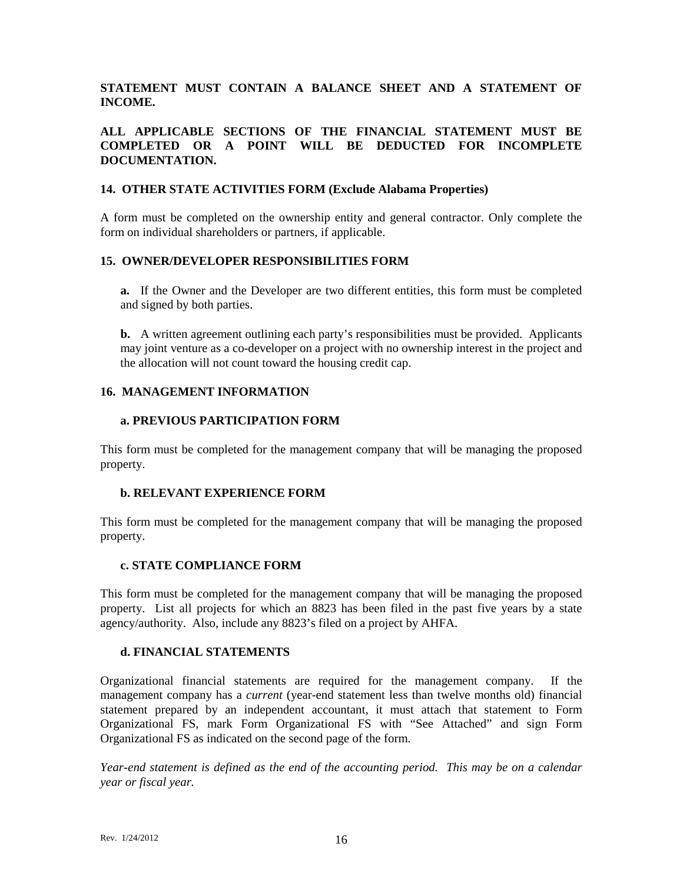**STATEMENT MUST CONTAIN A BALANCE SHEET AND A STATEMENT OF INCOME.**

**ALL APPLICABLE SECTIONS OF THE FINANCIAL STATEMENT MUST BE COMPLETED OR A POINT WILL BE DEDUCTED FOR INCOMPLETE DOCUMENTATION.**

### 14. OTHER STATE ACTIVITIES FORM (Exclude Alabama Properties)

A form must be completed on the ownership entity and general contractor. Only complete the form on individual shareholders or partners, if applicable.

### 15. OWNER/DEVELOPER RESPONSIBILITIES FORM

**a.** If the Owner and the Developer are two different entities, this form must be completed and signed by both parties.

**b.** A written agreement outlining each party's responsibilities must be provided. Applicants may joint venture as a co-developer on a project with no ownership interest in the project and the allocation will not count toward the housing credit cap.

### 16. MANAGEMENT INFORMATION

#### a. PREVIOUS PARTICIPATION FORM

This form must be completed for the management company that will be managing the proposed property.

#### b. RELEVANT EXPERIENCE FORM

This form must be completed for the management company that will be managing the proposed property.

#### c. STATE COMPLIANCE FORM

This form must be completed for the management company that will be managing the proposed property. List all projects for which an 8823 has been filed in the past five years by a state agency/authority. Also, include any 8823's filed on a project by AHFA.

#### d. FINANCIAL STATEMENTS

Organizational financial statements are required for the management company. If the management company has a *current* (year-end statement less than twelve months old) financial statement prepared by an independent accountant, it must attach that statement to Form Organizational FS, mark Form Organizational FS with "See Attached" and sign Form Organizational FS as indicated on the second page of the form.

*Year-end statement is defined as the end of the accounting period. This may be on a calendar year or fiscal year.*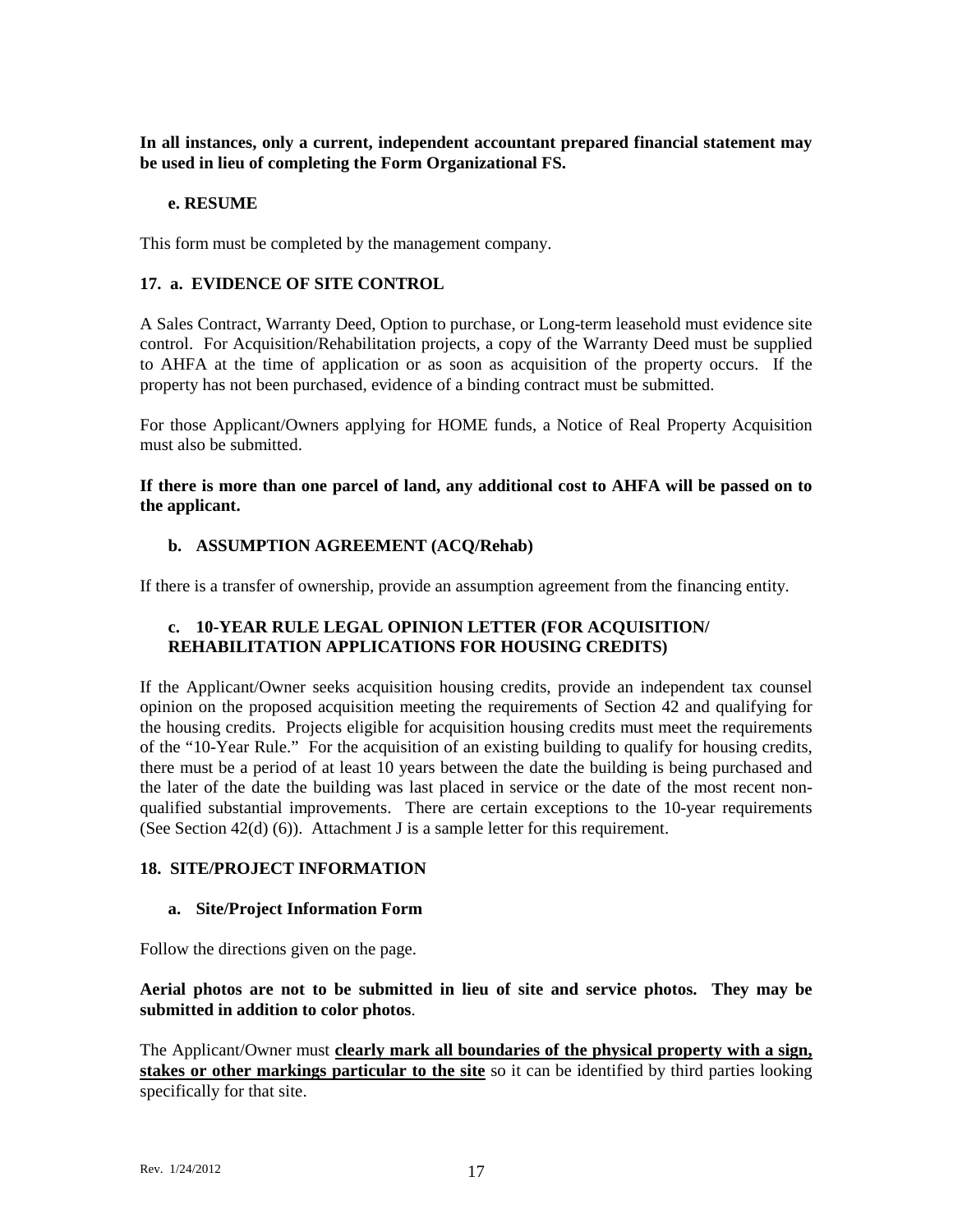**In all instances, only a current, independent accountant prepared financial statement may be used in lieu of completing the Form Organizational FS.**

#### e. RESUME

This form must be completed by the management company.

### 17. a. EVIDENCE OF SITE CONTROL

A Sales Contract, Warranty Deed, Option to purchase, or Long-term leasehold must evidence site control. For Acquisition/Rehabilitation projects, a copy of the Warranty Deed must be supplied to AHFA at the time of application or as soon as acquisition of the property occurs. If the property has not been purchased, evidence of a binding contract must be submitted.

For those Applicant/Owners applying for HOME funds, a Notice of Real Property Acquisition must also be submitted.

**If there is more than one parcel of land, any additional cost to AHFA will be passed on to the applicant.**

#### b. ASSUMPTION AGREEMENT (ACQ/Rehab)

If there is a transfer of ownership, provide an assumption agreement from the financing entity.

#### c. 10-YEAR RULE LEGAL OPINION LETTER (FOR ACQUISITION/ REHABILITATION APPLICATIONS FOR HOUSING CREDITS)

If the Applicant/Owner seeks acquisition housing credits, provide an independent tax counsel opinion on the proposed acquisition meeting the requirements of Section 42 and qualifying for the housing credits. Projects eligible for acquisition housing credits must meet the requirements of the "10-Year Rule." For the acquisition of an existing building to qualify for housing credits, there must be a period of at least 10 years between the date the building is being purchased and the later of the date the building was last placed in service or the date of the most recent non-qualified substantial improvements. There are certain exceptions to the 10-year requirements (See Section 42(d) (6)). Attachment J is a sample letter for this requirement.

### 18. SITE/PROJECT INFORMATION

#### a. Site/Project Information Form

Follow the directions given on the page.

**Aerial photos are not to be submitted in lieu of site and service photos. They may be submitted in addition to color photos**.

The Applicant/Owner must **clearly mark all boundaries of the physical property with a sign, stakes or other markings particular to the site** so it can be identified by third parties looking specifically for that site.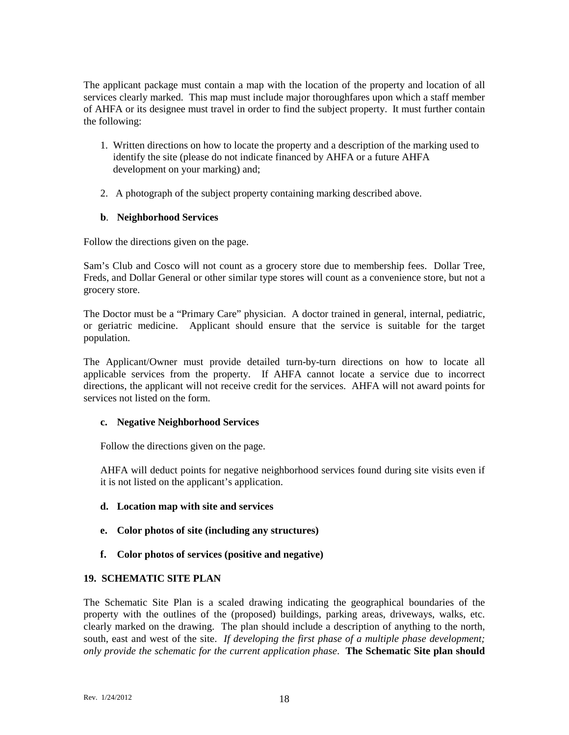The applicant package must contain a map with the location of the property and location of all services clearly marked. This map must include major thoroughfares upon which a staff member of AHFA or its designee must travel in order to find the subject property. It must further contain the following:

1. Written directions on how to locate the property and a description of the marking used to identify the site (please do not indicate financed by AHFA or a future AHFA development on your marking) and;

2. A photograph of the subject property containing marking described above.

**b. Neighborhood Services**

Follow the directions given on the page.

Sam's Club and Cosco will not count as a grocery store due to membership fees. Dollar Tree, Freds, and Dollar General or other similar type stores will count as a convenience store, but not a grocery store.

The Doctor must be a "Primary Care" physician. A doctor trained in general, internal, pediatric, or geriatric medicine. Applicant should ensure that the service is suitable for the target population.

The Applicant/Owner must provide detailed turn-by-turn directions on how to locate all applicable services from the property. If AHFA cannot locate a service due to incorrect directions, the applicant will not receive credit for the services. AHFA will not award points for services not listed on the form.

**c. Negative Neighborhood Services**

Follow the directions given on the page.

AHFA will deduct points for negative neighborhood services found during site visits even if it is not listed on the applicant's application.

**d. Location map with site and services**

**e. Color photos of site (including any structures)**

**f. Color photos of services (positive and negative)**

**19. SCHEMATIC SITE PLAN**

The Schematic Site Plan is a scaled drawing indicating the geographical boundaries of the property with the outlines of the (proposed) buildings, parking areas, driveways, walks, etc. clearly marked on the drawing. The plan should include a description of anything to the north, south, east and west of the site. *If developing the first phase of a multiple phase development; only provide the schematic for the current application phase*. **The Schematic Site plan should**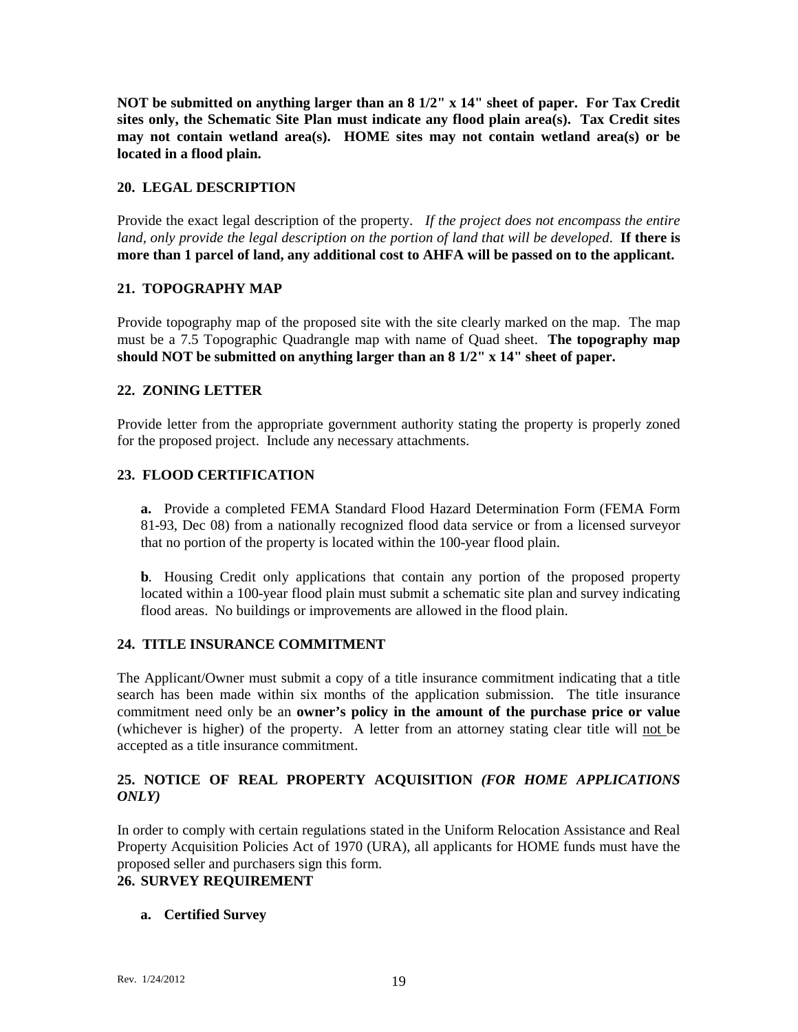**NOT be submitted on anything larger than an 8 1/2" x 14" sheet of paper. For Tax Credit sites only, the Schematic Site Plan must indicate any flood plain area(s). Tax Credit sites may not contain wetland area(s). HOME sites may not contain wetland area(s) or be located in a flood plain.**

### 20. LEGAL DESCRIPTION

Provide the exact legal description of the property. *If the project does not encompass the entire land, only provide the legal description on the portion of land that will be developed*. **If there is more than 1 parcel of land, any additional cost to AHFA will be passed on to the applicant.**

### 21. TOPOGRAPHY MAP

Provide topography map of the proposed site with the site clearly marked on the map. The map must be a 7.5 Topographic Quadrangle map with name of Quad sheet. **The topography map should NOT be submitted on anything larger than an 8 1/2" x 14" sheet of paper.**

### 22. ZONING LETTER

Provide letter from the appropriate government authority stating the property is properly zoned for the proposed project. Include any necessary attachments.

### 23. FLOOD CERTIFICATION

**a.** Provide a completed FEMA Standard Flood Hazard Determination Form (FEMA Form 81-93, Dec 08) from a nationally recognized flood data service or from a licensed surveyor that no portion of the property is located within the 100-year flood plain.

**b**. Housing Credit only applications that contain any portion of the proposed property located within a 100-year flood plain must submit a schematic site plan and survey indicating flood areas. No buildings or improvements are allowed in the flood plain.

### 24. TITLE INSURANCE COMMITMENT

The Applicant/Owner must submit a copy of a title insurance commitment indicating that a title search has been made within six months of the application submission. The title insurance commitment need only be an **owner's policy in the amount of the purchase price or value** (whichever is higher) of the property. A letter from an attorney stating clear title will not be accepted as a title insurance commitment.

### 25. NOTICE OF REAL PROPERTY ACQUISITION *(FOR HOME APPLICATIONS ONLY)*

In order to comply with certain regulations stated in the Uniform Relocation Assistance and Real Property Acquisition Policies Act of 1970 (URA), all applicants for HOME funds must have the proposed seller and purchasers sign this form.

### 26. SURVEY REQUIREMENT

**a. Certified Survey**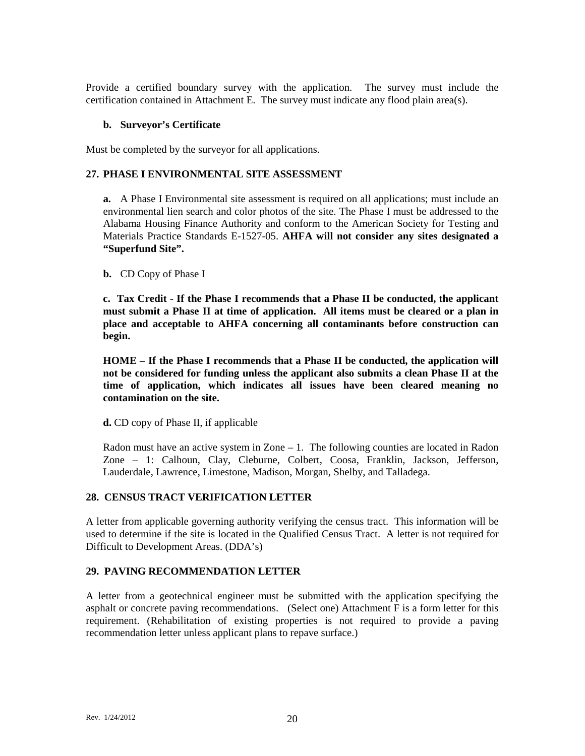Provide a certified boundary survey with the application. The survey must include the certification contained in Attachment E. The survey must indicate any flood plain area(s).

**b. Surveyor's Certificate**

Must be completed by the surveyor for all applications.

**27. PHASE I ENVIRONMENTAL SITE ASSESSMENT**

**a.** A Phase I Environmental site assessment is required on all applications; must include an environmental lien search and color photos of the site. The Phase I must be addressed to the Alabama Housing Finance Authority and conform to the American Society for Testing and Materials Practice Standards E-1527-05. **AHFA will not consider any sites designated a "Superfund Site".**

**b.** CD Copy of Phase I

**c. Tax Credit - If the Phase I recommends that a Phase II be conducted, the applicant must submit a Phase II at time of application. All items must be cleared or a plan in place and acceptable to AHFA concerning all contaminants before construction can begin.**

**HOME – If the Phase I recommends that a Phase II be conducted, the application will not be considered for funding unless the applicant also submits a clean Phase II at the time of application, which indicates all issues have been cleared meaning no contamination on the site.**

**d.** CD copy of Phase II, if applicable

Radon must have an active system in Zone – 1. The following counties are located in Radon Zone – 1: Calhoun, Clay, Cleburne, Colbert, Coosa, Franklin, Jackson, Jefferson, Lauderdale, Lawrence, Limestone, Madison, Morgan, Shelby, and Talladega.

**28. CENSUS TRACT VERIFICATION LETTER**

A letter from applicable governing authority verifying the census tract. This information will be used to determine if the site is located in the Qualified Census Tract. A letter is not required for Difficult to Development Areas. (DDA's)

**29. PAVING RECOMMENDATION LETTER**

A letter from a geotechnical engineer must be submitted with the application specifying the asphalt or concrete paving recommendations. (Select one) Attachment F is a form letter for this requirement. (Rehabilitation of existing properties is not required to provide a paving recommendation letter unless applicant plans to repave surface.)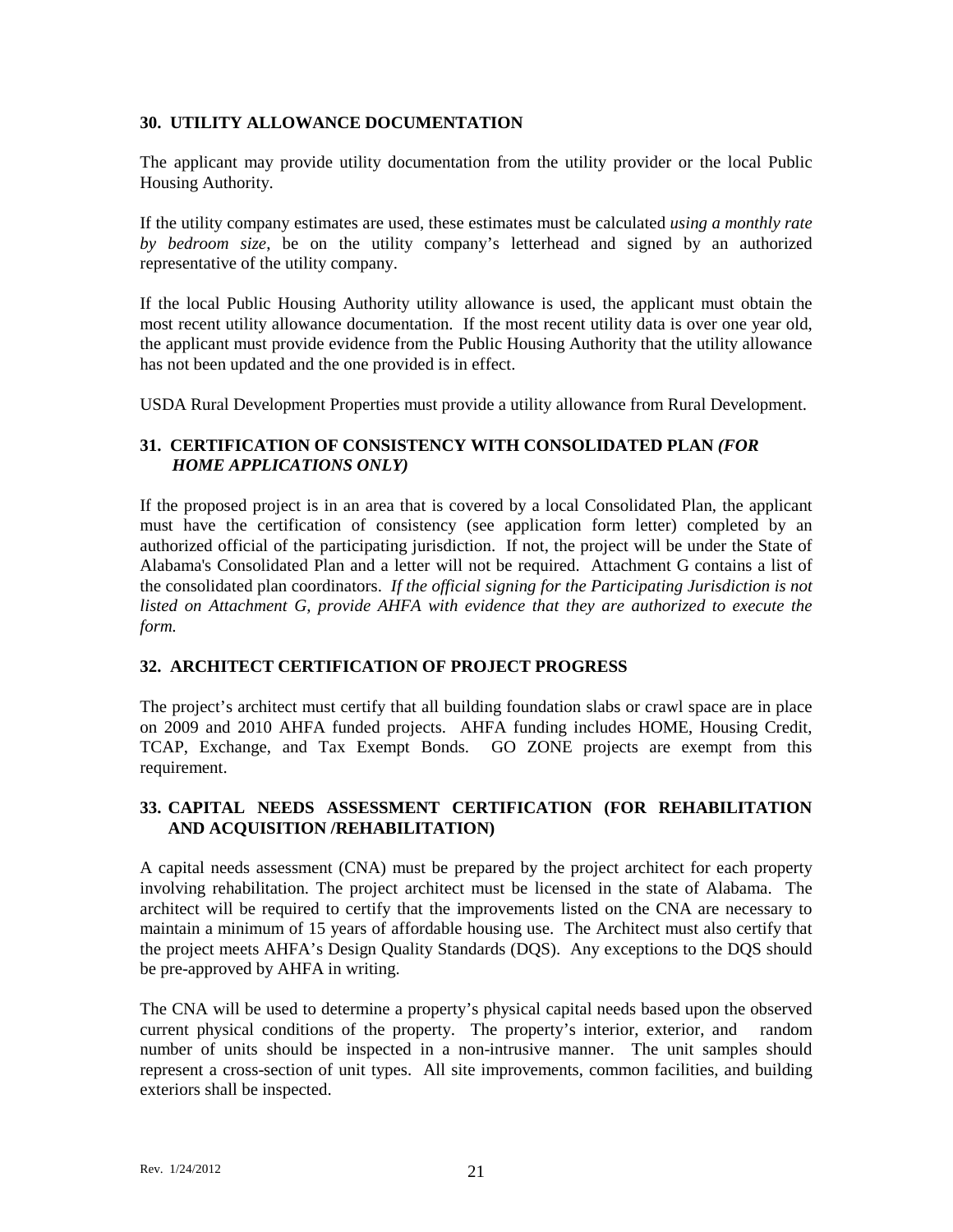## 30. UTILITY ALLOWANCE DOCUMENTATION

The applicant may provide utility documentation from the utility provider or the local Public Housing Authority.

If the utility company estimates are used, these estimates must be calculated *using a monthly rate by bedroom size*, be on the utility company's letterhead and signed by an authorized representative of the utility company.

If the local Public Housing Authority utility allowance is used, the applicant must obtain the most recent utility allowance documentation. If the most recent utility data is over one year old, the applicant must provide evidence from the Public Housing Authority that the utility allowance has not been updated and the one provided is in effect.

USDA Rural Development Properties must provide a utility allowance from Rural Development.

## 31. CERTIFICATION OF CONSISTENCY WITH CONSOLIDATED PLAN *(FOR HOME APPLICATIONS ONLY)*

If the proposed project is in an area that is covered by a local Consolidated Plan, the applicant must have the certification of consistency (see application form letter) completed by an authorized official of the participating jurisdiction. If not, the project will be under the State of Alabama's Consolidated Plan and a letter will not be required. Attachment G contains a list of the consolidated plan coordinators. *If the official signing for the Participating Jurisdiction is not listed on Attachment G, provide AHFA with evidence that they are authorized to execute the form.*

## 32. ARCHITECT CERTIFICATION OF PROJECT PROGRESS

The project's architect must certify that all building foundation slabs or crawl space are in place on 2009 and 2010 AHFA funded projects. AHFA funding includes HOME, Housing Credit, TCAP, Exchange, and Tax Exempt Bonds. GO ZONE projects are exempt from this requirement.

## 33. CAPITAL NEEDS ASSESSMENT CERTIFICATION (FOR REHABILITATION AND ACQUISITION /REHABILITATION)

A capital needs assessment (CNA) must be prepared by the project architect for each property involving rehabilitation. The project architect must be licensed in the state of Alabama. The architect will be required to certify that the improvements listed on the CNA are necessary to maintain a minimum of 15 years of affordable housing use. The Architect must also certify that the project meets AHFA's Design Quality Standards (DQS). Any exceptions to the DQS should be pre-approved by AHFA in writing.

The CNA will be used to determine a property's physical capital needs based upon the observed current physical conditions of the property. The property's interior, exterior, and random number of units should be inspected in a non-intrusive manner. The unit samples should represent a cross-section of unit types. All site improvements, common facilities, and building exteriors shall be inspected.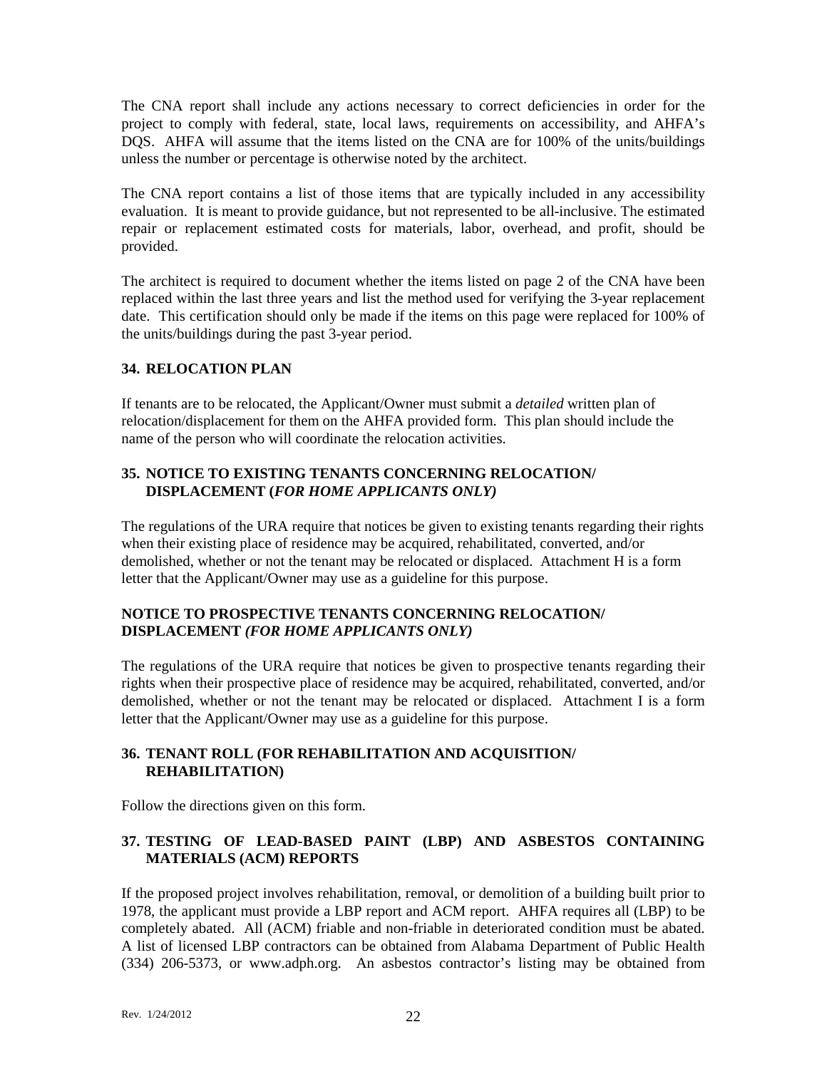The CNA report shall include any actions necessary to correct deficiencies in order for the project to comply with federal, state, local laws, requirements on accessibility, and AHFA's DQS. AHFA will assume that the items listed on the CNA are for 100% of the units/buildings unless the number or percentage is otherwise noted by the architect.

The CNA report contains a list of those items that are typically included in any accessibility evaluation. It is meant to provide guidance, but not represented to be all-inclusive. The estimated repair or replacement estimated costs for materials, labor, overhead, and profit, should be provided.

The architect is required to document whether the items listed on page 2 of the CNA have been replaced within the last three years and list the method used for verifying the 3-year replacement date. This certification should only be made if the items on this page were replaced for 100% of the units/buildings during the past 3-year period.

### 34. RELOCATION PLAN

If tenants are to be relocated, the Applicant/Owner must submit a *detailed* written plan of relocation/displacement for them on the AHFA provided form. This plan should include the name of the person who will coordinate the relocation activities.

### 35. NOTICE TO EXISTING TENANTS CONCERNING RELOCATION/ DISPLACEMENT (*FOR HOME APPLICANTS ONLY)*

The regulations of the URA require that notices be given to existing tenants regarding their rights when their existing place of residence may be acquired, rehabilitated, converted, and/or demolished, whether or not the tenant may be relocated or displaced. Attachment H is a form letter that the Applicant/Owner may use as a guideline for this purpose.

### NOTICE TO PROSPECTIVE TENANTS CONCERNING RELOCATION/ DISPLACEMENT *(FOR HOME APPLICANTS ONLY)*

The regulations of the URA require that notices be given to prospective tenants regarding their rights when their prospective place of residence may be acquired, rehabilitated, converted, and/or demolished, whether or not the tenant may be relocated or displaced. Attachment I is a form letter that the Applicant/Owner may use as a guideline for this purpose.

### 36. TENANT ROLL (FOR REHABILITATION AND ACQUISITION/ REHABILITATION)

Follow the directions given on this form.

### 37. TESTING OF LEAD-BASED PAINT (LBP) AND ASBESTOS CONTAINING MATERIALS (ACM) REPORTS

If the proposed project involves rehabilitation, removal, or demolition of a building built prior to 1978, the applicant must provide a LBP report and ACM report. AHFA requires all (LBP) to be completely abated. All (ACM) friable and non-friable in deteriorated condition must be abated. A list of licensed LBP contractors can be obtained from Alabama Department of Public Health (334) 206-5373, or www.adph.org. An asbestos contractor's listing may be obtained from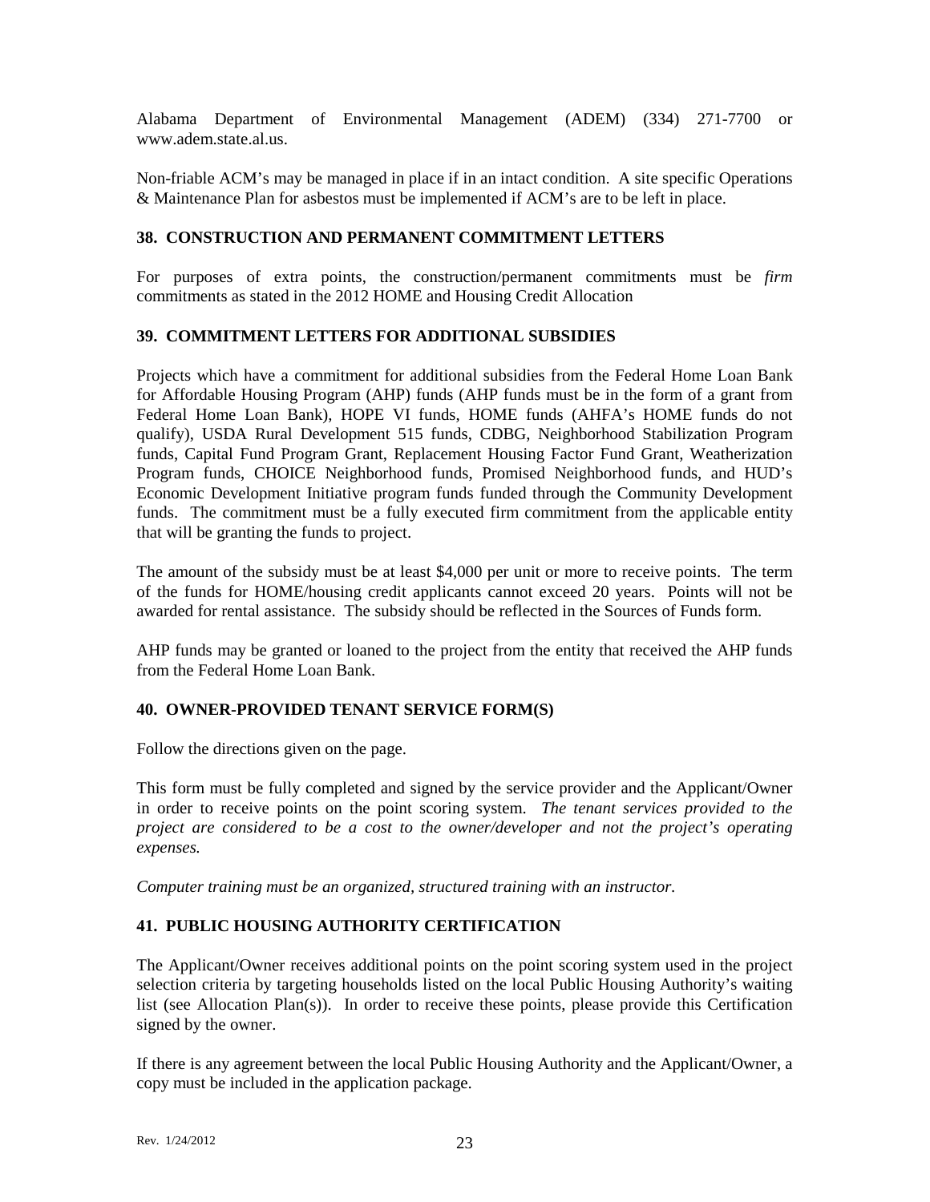Alabama Department of Environmental Management (ADEM) (334) 271-7700 or www.adem.state.al.us.

Non-friable ACM's may be managed in place if in an intact condition. A site specific Operations & Maintenance Plan for asbestos must be implemented if ACM's are to be left in place.

### 38. CONSTRUCTION AND PERMANENT COMMITMENT LETTERS

For purposes of extra points, the construction/permanent commitments must be *firm* commitments as stated in the 2012 HOME and Housing Credit Allocation

### 39. COMMITMENT LETTERS FOR ADDITIONAL SUBSIDIES

Projects which have a commitment for additional subsidies from the Federal Home Loan Bank for Affordable Housing Program (AHP) funds (AHP funds must be in the form of a grant from Federal Home Loan Bank), HOPE VI funds, HOME funds (AHFA's HOME funds do not qualify), USDA Rural Development 515 funds, CDBG, Neighborhood Stabilization Program funds, Capital Fund Program Grant, Replacement Housing Factor Fund Grant, Weatherization Program funds, CHOICE Neighborhood funds, Promised Neighborhood funds, and HUD's Economic Development Initiative program funds funded through the Community Development funds. The commitment must be a fully executed firm commitment from the applicable entity that will be granting the funds to project.

The amount of the subsidy must be at least $4,000 per unit or more to receive points. The term of the funds for HOME/housing credit applicants cannot exceed 20 years. Points will not be awarded for rental assistance. The subsidy should be reflected in the Sources of Funds form.

AHP funds may be granted or loaned to the project from the entity that received the AHP funds from the Federal Home Loan Bank.

### 40. OWNER-PROVIDED TENANT SERVICE FORM(S)

Follow the directions given on the page.

This form must be fully completed and signed by the service provider and the Applicant/Owner in order to receive points on the point scoring system. *The tenant services provided to the project are considered to be a cost to the owner/developer and not the project's operating expenses.*

*Computer training must be an organized, structured training with an instructor.*

### 41. PUBLIC HOUSING AUTHORITY CERTIFICATION

The Applicant/Owner receives additional points on the point scoring system used in the project selection criteria by targeting households listed on the local Public Housing Authority's waiting list (see Allocation Plan(s)). In order to receive these points, please provide this Certification signed by the owner.

If there is any agreement between the local Public Housing Authority and the Applicant/Owner, a copy must be included in the application package.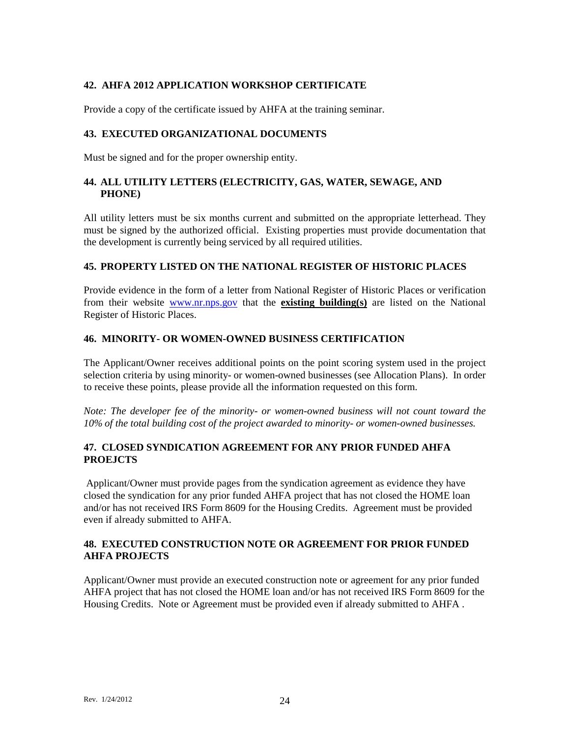### 42. AHFA 2012 APPLICATION WORKSHOP CERTIFICATE

Provide a copy of the certificate issued by AHFA at the training seminar.

### 43. EXECUTED ORGANIZATIONAL DOCUMENTS

Must be signed and for the proper ownership entity.

### 44. ALL UTILITY LETTERS (ELECTRICITY, GAS, WATER, SEWAGE, AND PHONE)

All utility letters must be six months current and submitted on the appropriate letterhead. They must be signed by the authorized official. Existing properties must provide documentation that the development is currently being serviced by all required utilities.

### 45. PROPERTY LISTED ON THE NATIONAL REGISTER OF HISTORIC PLACES

Provide evidence in the form of a letter from National Register of Historic Places or verification from their website www.nr.nps.gov that the **existing building(s)** are listed on the National Register of Historic Places.

### 46. MINORITY- OR WOMEN-OWNED BUSINESS CERTIFICATION

The Applicant/Owner receives additional points on the point scoring system used in the project selection criteria by using minority- or women-owned businesses (see Allocation Plans). In order to receive these points, please provide all the information requested on this form.

*Note: The developer fee of the minority- or women-owned business will not count toward the 10% of the total building cost of the project awarded to minority- or women-owned businesses.*

### 47. CLOSED SYNDICATION AGREEMENT FOR ANY PRIOR FUNDED AHFA PROEJCTS

Applicant/Owner must provide pages from the syndication agreement as evidence they have closed the syndication for any prior funded AHFA project that has not closed the HOME loan and/or has not received IRS Form 8609 for the Housing Credits. Agreement must be provided even if already submitted to AHFA.

### 48. EXECUTED CONSTRUCTION NOTE OR AGREEMENT FOR PRIOR FUNDED AHFA PROJECTS

Applicant/Owner must provide an executed construction note or agreement for any prior funded AHFA project that has not closed the HOME loan and/or has not received IRS Form 8609 for the Housing Credits. Note or Agreement must be provided even if already submitted to AHFA .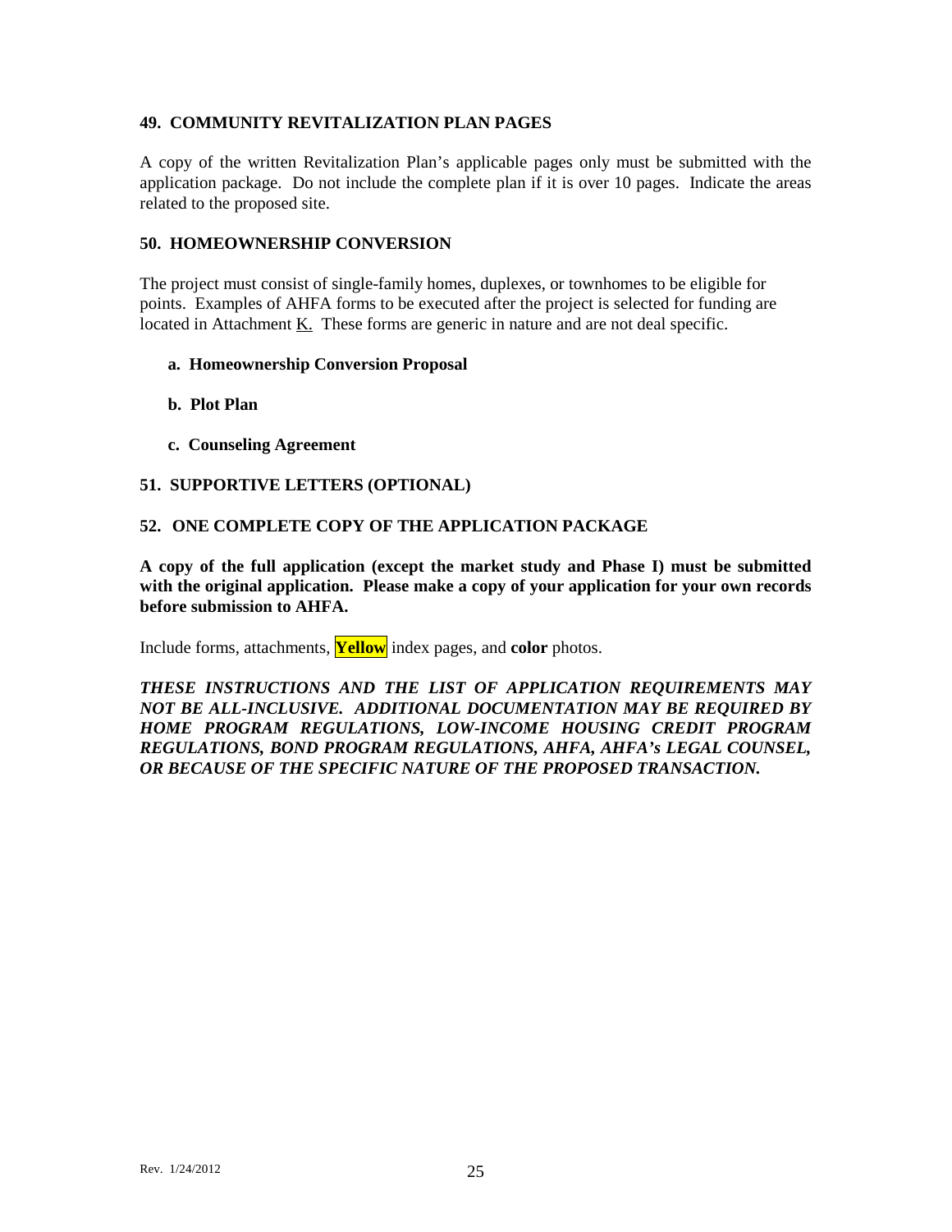**49. COMMUNITY REVITALIZATION PLAN PAGES**

A copy of the written Revitalization Plan's applicable pages only must be submitted with the application package. Do not include the complete plan if it is over 10 pages. Indicate the areas related to the proposed site.

**50. HOMEOWNERSHIP CONVERSION**

The project must consist of single-family homes, duplexes, or townhomes to be eligible for points. Examples of AHFA forms to be executed after the project is selected for funding are located in Attachment K. These forms are generic in nature and are not deal specific.

**a. Homeownership Conversion Proposal**

**b. Plot Plan**

**c. Counseling Agreement**

**51. SUPPORTIVE LETTERS (OPTIONAL)**

**52. ONE COMPLETE COPY OF THE APPLICATION PACKAGE**

**A copy of the full application (except the market study and Phase I) must be submitted with the original application. Please make a copy of your application for your own records before submission to AHFA.**

Include forms, attachments, **Yellow** index pages, and **color** photos.

***THESE INSTRUCTIONS AND THE LIST OF APPLICATION REQUIREMENTS MAY NOT BE ALL-INCLUSIVE. ADDITIONAL DOCUMENTATION MAY BE REQUIRED BY HOME PROGRAM REGULATIONS, LOW-INCOME HOUSING CREDIT PROGRAM REGULATIONS, BOND PROGRAM REGULATIONS, AHFA, AHFA's LEGAL COUNSEL, OR BECAUSE OF THE SPECIFIC NATURE OF THE PROPOSED TRANSACTION.***

Rev. 1/24/2012